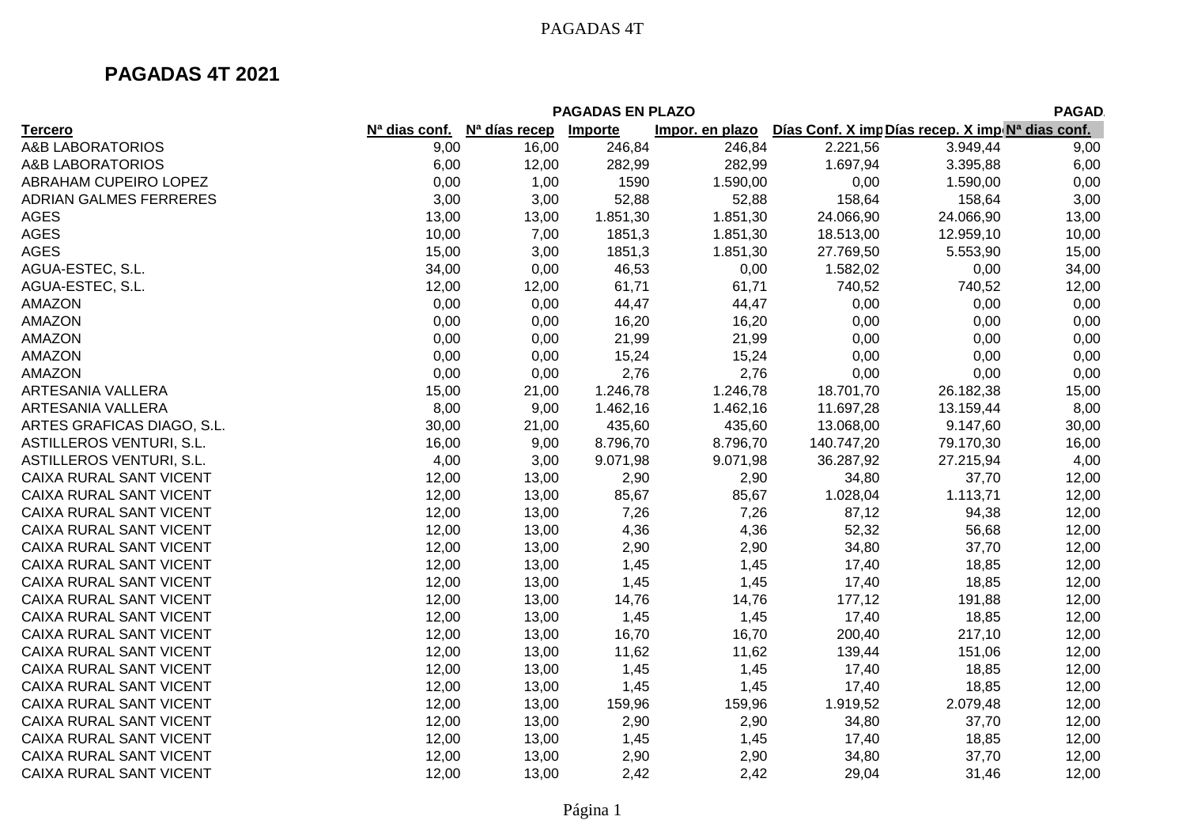# PAGADAS 4T 2021

| | PAGADAS EN PLAZO | | | | | | PAGAD |
|---|---|---|---|---|---|---|---|
| Tercero | Nª dias conf. | Nª días recep | Importe | Impor. en plazo | Días Conf. X imp | Días recep. X imp | Nª dias conf. |
| A&B LABORATORIOS | 9,00 | 16,00 | 246,84 | 246,84 | 2.221,56 | 3.949,44 | 9,00 |
| A&B LABORATORIOS | 6,00 | 12,00 | 282,99 | 282,99 | 1.697,94 | 3.395,88 | 6,00 |
| ABRAHAM CUPEIRO LOPEZ | 0,00 | 1,00 | 1590 | 1.590,00 | 0,00 | 1.590,00 | 0,00 |
| ADRIAN GALMES FERRERES | 3,00 | 3,00 | 52,88 | 52,88 | 158,64 | 158,64 | 3,00 |
| AGES | 13,00 | 13,00 | 1.851,30 | 1.851,30 | 24.066,90 | 24.066,90 | 13,00 |
| AGES | 10,00 | 7,00 | 1851,3 | 1.851,30 | 18.513,00 | 12.959,10 | 10,00 |
| AGES | 15,00 | 3,00 | 1851,3 | 1.851,30 | 27.769,50 | 5.553,90 | 15,00 |
| AGUA-ESTEC, S.L. | 34,00 | 0,00 | 46,53 | 0,00 | 1.582,02 | 0,00 | 34,00 |
| AGUA-ESTEC, S.L. | 12,00 | 12,00 | 61,71 | 61,71 | 740,52 | 740,52 | 12,00 |
| AMAZON | 0,00 | 0,00 | 44,47 | 44,47 | 0,00 | 0,00 | 0,00 |
| AMAZON | 0,00 | 0,00 | 16,20 | 16,20 | 0,00 | 0,00 | 0,00 |
| AMAZON | 0,00 | 0,00 | 21,99 | 21,99 | 0,00 | 0,00 | 0,00 |
| AMAZON | 0,00 | 0,00 | 15,24 | 15,24 | 0,00 | 0,00 | 0,00 |
| AMAZON | 0,00 | 0,00 | 2,76 | 2,76 | 0,00 | 0,00 | 0,00 |
| ARTESANIA VALLERA | 15,00 | 21,00 | 1.246,78 | 1.246,78 | 18.701,70 | 26.182,38 | 15,00 |
| ARTESANIA VALLERA | 8,00 | 9,00 | 1.462,16 | 1.462,16 | 11.697,28 | 13.159,44 | 8,00 |
| ARTES GRAFICAS DIAGO, S.L. | 30,00 | 21,00 | 435,60 | 435,60 | 13.068,00 | 9.147,60 | 30,00 |
| ASTILLEROS VENTURI, S.L. | 16,00 | 9,00 | 8.796,70 | 8.796,70 | 140.747,20 | 79.170,30 | 16,00 |
| ASTILLEROS VENTURI, S.L. | 4,00 | 3,00 | 9.071,98 | 9.071,98 | 36.287,92 | 27.215,94 | 4,00 |
| CAIXA RURAL SANT VICENT | 12,00 | 13,00 | 2,90 | 2,90 | 34,80 | 37,70 | 12,00 |
| CAIXA RURAL SANT VICENT | 12,00 | 13,00 | 85,67 | 85,67 | 1.028,04 | 1.113,71 | 12,00 |
| CAIXA RURAL SANT VICENT | 12,00 | 13,00 | 7,26 | 7,26 | 87,12 | 94,38 | 12,00 |
| CAIXA RURAL SANT VICENT | 12,00 | 13,00 | 4,36 | 4,36 | 52,32 | 56,68 | 12,00 |
| CAIXA RURAL SANT VICENT | 12,00 | 13,00 | 2,90 | 2,90 | 34,80 | 37,70 | 12,00 |
| CAIXA RURAL SANT VICENT | 12,00 | 13,00 | 1,45 | 1,45 | 17,40 | 18,85 | 12,00 |
| CAIXA RURAL SANT VICENT | 12,00 | 13,00 | 1,45 | 1,45 | 17,40 | 18,85 | 12,00 |
| CAIXA RURAL SANT VICENT | 12,00 | 13,00 | 14,76 | 14,76 | 177,12 | 191,88 | 12,00 |
| CAIXA RURAL SANT VICENT | 12,00 | 13,00 | 1,45 | 1,45 | 17,40 | 18,85 | 12,00 |
| CAIXA RURAL SANT VICENT | 12,00 | 13,00 | 16,70 | 16,70 | 200,40 | 217,10 | 12,00 |
| CAIXA RURAL SANT VICENT | 12,00 | 13,00 | 11,62 | 11,62 | 139,44 | 151,06 | 12,00 |
| CAIXA RURAL SANT VICENT | 12,00 | 13,00 | 1,45 | 1,45 | 17,40 | 18,85 | 12,00 |
| CAIXA RURAL SANT VICENT | 12,00 | 13,00 | 1,45 | 1,45 | 17,40 | 18,85 | 12,00 |
| CAIXA RURAL SANT VICENT | 12,00 | 13,00 | 159,96 | 159,96 | 1.919,52 | 2.079,48 | 12,00 |
| CAIXA RURAL SANT VICENT | 12,00 | 13,00 | 2,90 | 2,90 | 34,80 | 37,70 | 12,00 |
| CAIXA RURAL SANT VICENT | 12,00 | 13,00 | 1,45 | 1,45 | 17,40 | 18,85 | 12,00 |
| CAIXA RURAL SANT VICENT | 12,00 | 13,00 | 2,90 | 2,90 | 34,80 | 37,70 | 12,00 |
| CAIXA RURAL SANT VICENT | 12,00 | 13,00 | 2,42 | 2,42 | 29,04 | 31,46 | 12,00 |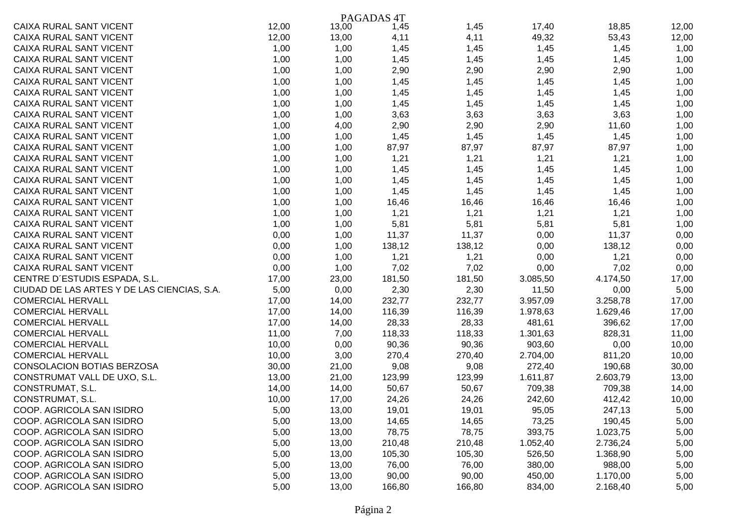PAGADAS 4T

| | | | | | | | |
|---|---|---|---|---|---|---|---|
| CAIXA RURAL SANT VICENT | 12,00 | 13,00 | 1,45 | 1,45 | 17,40 | 18,85 | 12,00 |
| CAIXA RURAL SANT VICENT | 12,00 | 13,00 | 4,11 | 4,11 | 49,32 | 53,43 | 12,00 |
| CAIXA RURAL SANT VICENT | 1,00 | 1,00 | 1,45 | 1,45 | 1,45 | 1,45 | 1,00 |
| CAIXA RURAL SANT VICENT | 1,00 | 1,00 | 1,45 | 1,45 | 1,45 | 1,45 | 1,00 |
| CAIXA RURAL SANT VICENT | 1,00 | 1,00 | 2,90 | 2,90 | 2,90 | 2,90 | 1,00 |
| CAIXA RURAL SANT VICENT | 1,00 | 1,00 | 1,45 | 1,45 | 1,45 | 1,45 | 1,00 |
| CAIXA RURAL SANT VICENT | 1,00 | 1,00 | 1,45 | 1,45 | 1,45 | 1,45 | 1,00 |
| CAIXA RURAL SANT VICENT | 1,00 | 1,00 | 1,45 | 1,45 | 1,45 | 1,45 | 1,00 |
| CAIXA RURAL SANT VICENT | 1,00 | 1,00 | 3,63 | 3,63 | 3,63 | 3,63 | 1,00 |
| CAIXA RURAL SANT VICENT | 1,00 | 4,00 | 2,90 | 2,90 | 2,90 | 11,60 | 1,00 |
| CAIXA RURAL SANT VICENT | 1,00 | 1,00 | 1,45 | 1,45 | 1,45 | 1,45 | 1,00 |
| CAIXA RURAL SANT VICENT | 1,00 | 1,00 | 87,97 | 87,97 | 87,97 | 87,97 | 1,00 |
| CAIXA RURAL SANT VICENT | 1,00 | 1,00 | 1,21 | 1,21 | 1,21 | 1,21 | 1,00 |
| CAIXA RURAL SANT VICENT | 1,00 | 1,00 | 1,45 | 1,45 | 1,45 | 1,45 | 1,00 |
| CAIXA RURAL SANT VICENT | 1,00 | 1,00 | 1,45 | 1,45 | 1,45 | 1,45 | 1,00 |
| CAIXA RURAL SANT VICENT | 1,00 | 1,00 | 1,45 | 1,45 | 1,45 | 1,45 | 1,00 |
| CAIXA RURAL SANT VICENT | 1,00 | 1,00 | 16,46 | 16,46 | 16,46 | 16,46 | 1,00 |
| CAIXA RURAL SANT VICENT | 1,00 | 1,00 | 1,21 | 1,21 | 1,21 | 1,21 | 1,00 |
| CAIXA RURAL SANT VICENT | 1,00 | 1,00 | 5,81 | 5,81 | 5,81 | 5,81 | 1,00 |
| CAIXA RURAL SANT VICENT | 0,00 | 1,00 | 11,37 | 11,37 | 0,00 | 11,37 | 0,00 |
| CAIXA RURAL SANT VICENT | 0,00 | 1,00 | 138,12 | 138,12 | 0,00 | 138,12 | 0,00 |
| CAIXA RURAL SANT VICENT | 0,00 | 1,00 | 1,21 | 1,21 | 0,00 | 1,21 | 0,00 |
| CAIXA RURAL SANT VICENT | 0,00 | 1,00 | 7,02 | 7,02 | 0,00 | 7,02 | 0,00 |
| CENTRE D´ESTUDIS ESPADA, S.L. | 17,00 | 23,00 | 181,50 | 181,50 | 3.085,50 | 4.174,50 | 17,00 |
| CIUDAD DE LAS ARTES Y DE LAS CIENCIAS, S.A. | 5,00 | 0,00 | 2,30 | 2,30 | 11,50 | 0,00 | 5,00 |
| COMERCIAL HERVALL | 17,00 | 14,00 | 232,77 | 232,77 | 3.957,09 | 3.258,78 | 17,00 |
| COMERCIAL HERVALL | 17,00 | 14,00 | 116,39 | 116,39 | 1.978,63 | 1.629,46 | 17,00 |
| COMERCIAL HERVALL | 17,00 | 14,00 | 28,33 | 28,33 | 481,61 | 396,62 | 17,00 |
| COMERCIAL HERVALL | 11,00 | 7,00 | 118,33 | 118,33 | 1.301,63 | 828,31 | 11,00 |
| COMERCIAL HERVALL | 10,00 | 0,00 | 90,36 | 90,36 | 903,60 | 0,00 | 10,00 |
| COMERCIAL HERVALL | 10,00 | 3,00 | 270,4 | 270,40 | 2.704,00 | 811,20 | 10,00 |
| CONSOLACION BOTIAS BERZOSA | 30,00 | 21,00 | 9,08 | 9,08 | 272,40 | 190,68 | 30,00 |
| CONSTRUMAT VALL DE UXO, S.L. | 13,00 | 21,00 | 123,99 | 123,99 | 1.611,87 | 2.603,79 | 13,00 |
| CONSTRUMAT, S.L. | 14,00 | 14,00 | 50,67 | 50,67 | 709,38 | 709,38 | 14,00 |
| CONSTRUMAT, S.L. | 10,00 | 17,00 | 24,26 | 24,26 | 242,60 | 412,42 | 10,00 |
| COOP. AGRICOLA SAN ISIDRO | 5,00 | 13,00 | 19,01 | 19,01 | 95,05 | 247,13 | 5,00 |
| COOP. AGRICOLA SAN ISIDRO | 5,00 | 13,00 | 14,65 | 14,65 | 73,25 | 190,45 | 5,00 |
| COOP. AGRICOLA SAN ISIDRO | 5,00 | 13,00 | 78,75 | 78,75 | 393,75 | 1.023,75 | 5,00 |
| COOP. AGRICOLA SAN ISIDRO | 5,00 | 13,00 | 210,48 | 210,48 | 1.052,40 | 2.736,24 | 5,00 |
| COOP. AGRICOLA SAN ISIDRO | 5,00 | 13,00 | 105,30 | 105,30 | 526,50 | 1.368,90 | 5,00 |
| COOP. AGRICOLA SAN ISIDRO | 5,00 | 13,00 | 76,00 | 76,00 | 380,00 | 988,00 | 5,00 |
| COOP. AGRICOLA SAN ISIDRO | 5,00 | 13,00 | 90,00 | 90,00 | 450,00 | 1.170,00 | 5,00 |
| COOP. AGRICOLA SAN ISIDRO | 5,00 | 13,00 | 166,80 | 166,80 | 834,00 | 2.168,40 | 5,00 |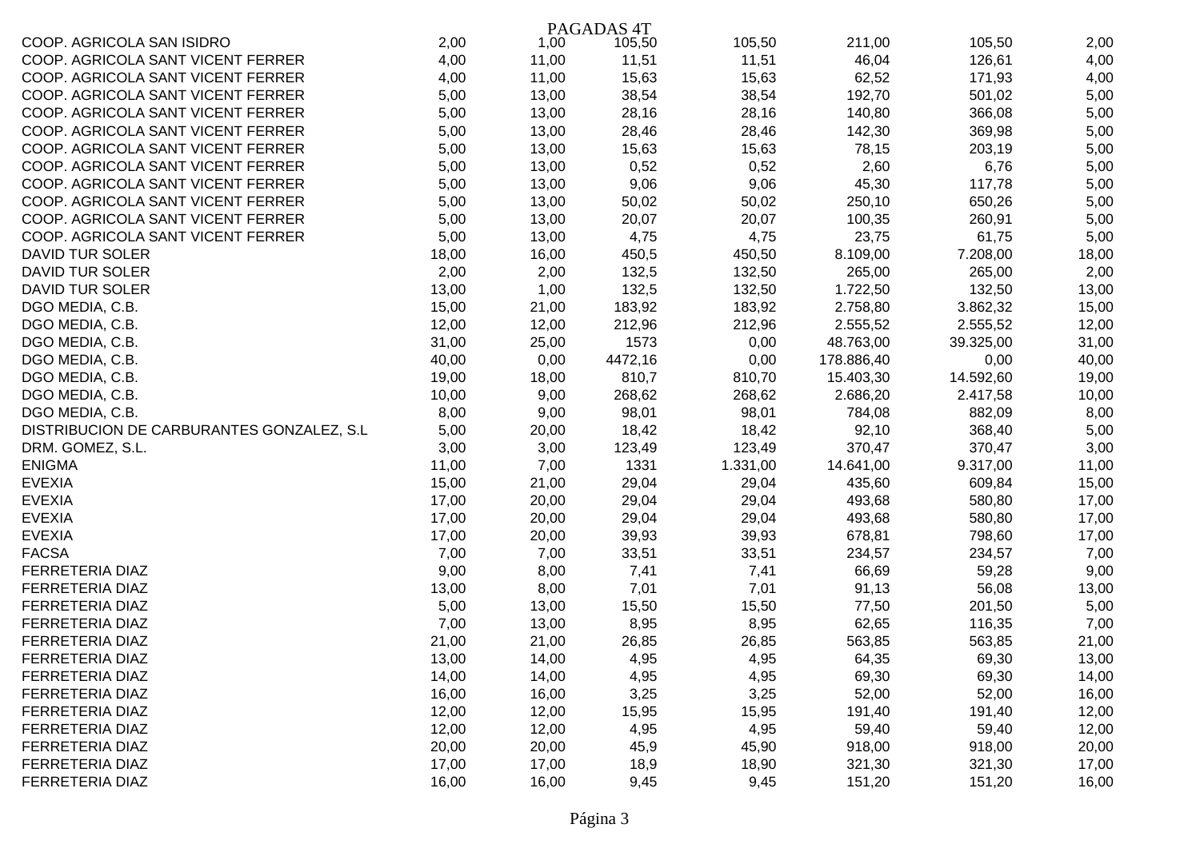PAGADAS 4T

| | | | | | | | |
|---|---|---|---|---|---|---|---|
| COOP. AGRICOLA SAN ISIDRO | 2,00 | 1,00 | 105,50 | 105,50 | 211,00 | 105,50 | 2,00 |
| COOP. AGRICOLA SANT VICENT FERRER | 4,00 | 11,00 | 11,51 | 11,51 | 46,04 | 126,61 | 4,00 |
| COOP. AGRICOLA SANT VICENT FERRER | 4,00 | 11,00 | 15,63 | 15,63 | 62,52 | 171,93 | 4,00 |
| COOP. AGRICOLA SANT VICENT FERRER | 5,00 | 13,00 | 38,54 | 38,54 | 192,70 | 501,02 | 5,00 |
| COOP. AGRICOLA SANT VICENT FERRER | 5,00 | 13,00 | 28,16 | 28,16 | 140,80 | 366,08 | 5,00 |
| COOP. AGRICOLA SANT VICENT FERRER | 5,00 | 13,00 | 28,46 | 28,46 | 142,30 | 369,98 | 5,00 |
| COOP. AGRICOLA SANT VICENT FERRER | 5,00 | 13,00 | 15,63 | 15,63 | 78,15 | 203,19 | 5,00 |
| COOP. AGRICOLA SANT VICENT FERRER | 5,00 | 13,00 | 0,52 | 0,52 | 2,60 | 6,76 | 5,00 |
| COOP. AGRICOLA SANT VICENT FERRER | 5,00 | 13,00 | 9,06 | 9,06 | 45,30 | 117,78 | 5,00 |
| COOP. AGRICOLA SANT VICENT FERRER | 5,00 | 13,00 | 50,02 | 50,02 | 250,10 | 650,26 | 5,00 |
| COOP. AGRICOLA SANT VICENT FERRER | 5,00 | 13,00 | 20,07 | 20,07 | 100,35 | 260,91 | 5,00 |
| COOP. AGRICOLA SANT VICENT FERRER | 5,00 | 13,00 | 4,75 | 4,75 | 23,75 | 61,75 | 5,00 |
| DAVID TUR SOLER | 18,00 | 16,00 | 450,5 | 450,50 | 8.109,00 | 7.208,00 | 18,00 |
| DAVID TUR SOLER | 2,00 | 2,00 | 132,5 | 132,50 | 265,00 | 265,00 | 2,00 |
| DAVID TUR SOLER | 13,00 | 1,00 | 132,5 | 132,50 | 1.722,50 | 132,50 | 13,00 |
| DGO MEDIA, C.B. | 15,00 | 21,00 | 183,92 | 183,92 | 2.758,80 | 3.862,32 | 15,00 |
| DGO MEDIA, C.B. | 12,00 | 12,00 | 212,96 | 212,96 | 2.555,52 | 2.555,52 | 12,00 |
| DGO MEDIA, C.B. | 31,00 | 25,00 | 1573 | 0,00 | 48.763,00 | 39.325,00 | 31,00 |
| DGO MEDIA, C.B. | 40,00 | 0,00 | 4472,16 | 0,00 | 178.886,40 | 0,00 | 40,00 |
| DGO MEDIA, C.B. | 19,00 | 18,00 | 810,7 | 810,70 | 15.403,30 | 14.592,60 | 19,00 |
| DGO MEDIA, C.B. | 10,00 | 9,00 | 268,62 | 268,62 | 2.686,20 | 2.417,58 | 10,00 |
| DGO MEDIA, C.B. | 8,00 | 9,00 | 98,01 | 98,01 | 784,08 | 882,09 | 8,00 |
| DISTRIBUCION DE CARBURANTES GONZALEZ, S.L | 5,00 | 20,00 | 18,42 | 18,42 | 92,10 | 368,40 | 5,00 |
| DRM. GOMEZ, S.L. | 3,00 | 3,00 | 123,49 | 123,49 | 370,47 | 370,47 | 3,00 |
| ENIGMA | 11,00 | 7,00 | 1331 | 1.331,00 | 14.641,00 | 9.317,00 | 11,00 |
| EVEXIA | 15,00 | 21,00 | 29,04 | 29,04 | 435,60 | 609,84 | 15,00 |
| EVEXIA | 17,00 | 20,00 | 29,04 | 29,04 | 493,68 | 580,80 | 17,00 |
| EVEXIA | 17,00 | 20,00 | 29,04 | 29,04 | 493,68 | 580,80 | 17,00 |
| EVEXIA | 17,00 | 20,00 | 39,93 | 39,93 | 678,81 | 798,60 | 17,00 |
| FACSA | 7,00 | 7,00 | 33,51 | 33,51 | 234,57 | 234,57 | 7,00 |
| FERRETERIA DIAZ | 9,00 | 8,00 | 7,41 | 7,41 | 66,69 | 59,28 | 9,00 |
| FERRETERIA DIAZ | 13,00 | 8,00 | 7,01 | 7,01 | 91,13 | 56,08 | 13,00 |
| FERRETERIA DIAZ | 5,00 | 13,00 | 15,50 | 15,50 | 77,50 | 201,50 | 5,00 |
| FERRETERIA DIAZ | 7,00 | 13,00 | 8,95 | 8,95 | 62,65 | 116,35 | 7,00 |
| FERRETERIA DIAZ | 21,00 | 21,00 | 26,85 | 26,85 | 563,85 | 563,85 | 21,00 |
| FERRETERIA DIAZ | 13,00 | 14,00 | 4,95 | 4,95 | 64,35 | 69,30 | 13,00 |
| FERRETERIA DIAZ | 14,00 | 14,00 | 4,95 | 4,95 | 69,30 | 69,30 | 14,00 |
| FERRETERIA DIAZ | 16,00 | 16,00 | 3,25 | 3,25 | 52,00 | 52,00 | 16,00 |
| FERRETERIA DIAZ | 12,00 | 12,00 | 15,95 | 15,95 | 191,40 | 191,40 | 12,00 |
| FERRETERIA DIAZ | 12,00 | 12,00 | 4,95 | 4,95 | 59,40 | 59,40 | 12,00 |
| FERRETERIA DIAZ | 20,00 | 20,00 | 45,9 | 45,90 | 918,00 | 918,00 | 20,00 |
| FERRETERIA DIAZ | 17,00 | 17,00 | 18,9 | 18,90 | 321,30 | 321,30 | 17,00 |
| FERRETERIA DIAZ | 16,00 | 16,00 | 9,45 | 9,45 | 151,20 | 151,20 | 16,00 |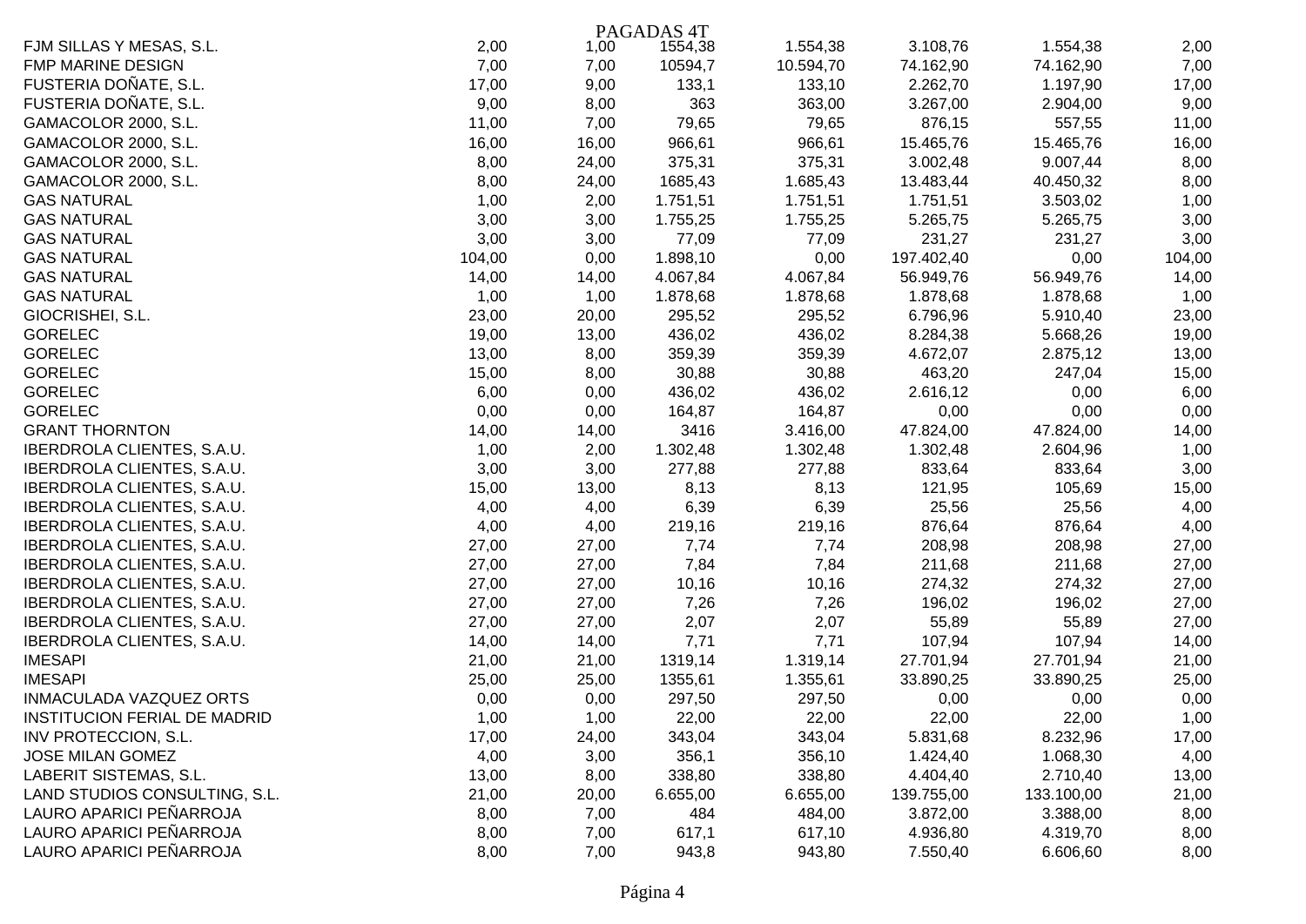PAGADAS 4T

| | | | | | | | |
|---|---|---|---|---|---|---|---|
| FJM SILLAS Y MESAS, S.L. | 2,00 | 1,00 | 1554,38 | 1.554,38 | 3.108,76 | 1.554,38 | 2,00 |
| FMP MARINE DESIGN | 7,00 | 7,00 | 10594,7 | 10.594,70 | 74.162,90 | 74.162,90 | 7,00 |
| FUSTERIA DOÑATE, S.L. | 17,00 | 9,00 | 133,1 | 133,10 | 2.262,70 | 1.197,90 | 17,00 |
| FUSTERIA DOÑATE, S.L. | 9,00 | 8,00 | 363 | 363,00 | 3.267,00 | 2.904,00 | 9,00 |
| GAMACOLOR 2000, S.L. | 11,00 | 7,00 | 79,65 | 79,65 | 876,15 | 557,55 | 11,00 |
| GAMACOLOR 2000, S.L. | 16,00 | 16,00 | 966,61 | 966,61 | 15.465,76 | 15.465,76 | 16,00 |
| GAMACOLOR 2000, S.L. | 8,00 | 24,00 | 375,31 | 375,31 | 3.002,48 | 9.007,44 | 8,00 |
| GAMACOLOR 2000, S.L. | 8,00 | 24,00 | 1685,43 | 1.685,43 | 13.483,44 | 40.450,32 | 8,00 |
| GAS NATURAL | 1,00 | 2,00 | 1.751,51 | 1.751,51 | 1.751,51 | 3.503,02 | 1,00 |
| GAS NATURAL | 3,00 | 3,00 | 1.755,25 | 1.755,25 | 5.265,75 | 5.265,75 | 3,00 |
| GAS NATURAL | 3,00 | 3,00 | 77,09 | 77,09 | 231,27 | 231,27 | 3,00 |
| GAS NATURAL | 104,00 | 0,00 | 1.898,10 | 0,00 | 197.402,40 | 0,00 | 104,00 |
| GAS NATURAL | 14,00 | 14,00 | 4.067,84 | 4.067,84 | 56.949,76 | 56.949,76 | 14,00 |
| GAS NATURAL | 1,00 | 1,00 | 1.878,68 | 1.878,68 | 1.878,68 | 1.878,68 | 1,00 |
| GIOCRISHEI, S.L. | 23,00 | 20,00 | 295,52 | 295,52 | 6.796,96 | 5.910,40 | 23,00 |
| GORELEC | 19,00 | 13,00 | 436,02 | 436,02 | 8.284,38 | 5.668,26 | 19,00 |
| GORELEC | 13,00 | 8,00 | 359,39 | 359,39 | 4.672,07 | 2.875,12 | 13,00 |
| GORELEC | 15,00 | 8,00 | 30,88 | 30,88 | 463,20 | 247,04 | 15,00 |
| GORELEC | 6,00 | 0,00 | 436,02 | 436,02 | 2.616,12 | 0,00 | 6,00 |
| GORELEC | 0,00 | 0,00 | 164,87 | 164,87 | 0,00 | 0,00 | 0,00 |
| GRANT THORNTON | 14,00 | 14,00 | 3416 | 3.416,00 | 47.824,00 | 47.824,00 | 14,00 |
| IBERDROLA CLIENTES, S.A.U. | 1,00 | 2,00 | 1.302,48 | 1.302,48 | 1.302,48 | 2.604,96 | 1,00 |
| IBERDROLA CLIENTES, S.A.U. | 3,00 | 3,00 | 277,88 | 277,88 | 833,64 | 833,64 | 3,00 |
| IBERDROLA CLIENTES, S.A.U. | 15,00 | 13,00 | 8,13 | 8,13 | 121,95 | 105,69 | 15,00 |
| IBERDROLA CLIENTES, S.A.U. | 4,00 | 4,00 | 6,39 | 6,39 | 25,56 | 25,56 | 4,00 |
| IBERDROLA CLIENTES, S.A.U. | 4,00 | 4,00 | 219,16 | 219,16 | 876,64 | 876,64 | 4,00 |
| IBERDROLA CLIENTES, S.A.U. | 27,00 | 27,00 | 7,74 | 7,74 | 208,98 | 208,98 | 27,00 |
| IBERDROLA CLIENTES, S.A.U. | 27,00 | 27,00 | 7,84 | 7,84 | 211,68 | 211,68 | 27,00 |
| IBERDROLA CLIENTES, S.A.U. | 27,00 | 27,00 | 10,16 | 10,16 | 274,32 | 274,32 | 27,00 |
| IBERDROLA CLIENTES, S.A.U. | 27,00 | 27,00 | 7,26 | 7,26 | 196,02 | 196,02 | 27,00 |
| IBERDROLA CLIENTES, S.A.U. | 27,00 | 27,00 | 2,07 | 2,07 | 55,89 | 55,89 | 27,00 |
| IBERDROLA CLIENTES, S.A.U. | 14,00 | 14,00 | 7,71 | 7,71 | 107,94 | 107,94 | 14,00 |
| IMESAPI | 21,00 | 21,00 | 1319,14 | 1.319,14 | 27.701,94 | 27.701,94 | 21,00 |
| IMESAPI | 25,00 | 25,00 | 1355,61 | 1.355,61 | 33.890,25 | 33.890,25 | 25,00 |
| INMACULADA VAZQUEZ ORTS | 0,00 | 0,00 | 297,50 | 297,50 | 0,00 | 0,00 | 0,00 |
| INSTITUCION FERIAL DE MADRID | 1,00 | 1,00 | 22,00 | 22,00 | 22,00 | 22,00 | 1,00 |
| INV PROTECCION, S.L. | 17,00 | 24,00 | 343,04 | 343,04 | 5.831,68 | 8.232,96 | 17,00 |
| JOSE MILAN GOMEZ | 4,00 | 3,00 | 356,1 | 356,10 | 1.424,40 | 1.068,30 | 4,00 |
| LABERIT SISTEMAS, S.L. | 13,00 | 8,00 | 338,80 | 338,80 | 4.404,40 | 2.710,40 | 13,00 |
| LAND STUDIOS CONSULTING, S.L. | 21,00 | 20,00 | 6.655,00 | 6.655,00 | 139.755,00 | 133.100,00 | 21,00 |
| LAURO APARICI PEÑARROJA | 8,00 | 7,00 | 484 | 484,00 | 3.872,00 | 3.388,00 | 8,00 |
| LAURO APARICI PEÑARROJA | 8,00 | 7,00 | 617,1 | 617,10 | 4.936,80 | 4.319,70 | 8,00 |
| LAURO APARICI PEÑARROJA | 8,00 | 7,00 | 943,8 | 943,80 | 7.550,40 | 6.606,60 | 8,00 |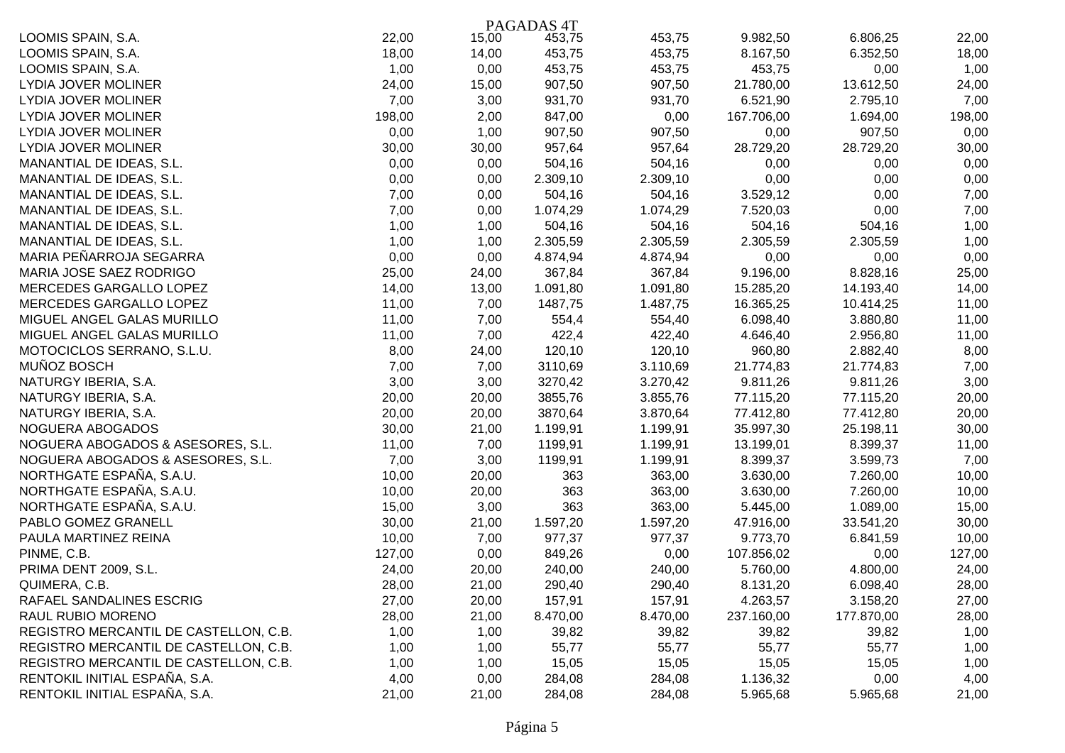PAGADAS 4T

| | | | | | | | |
|---|---|---|---|---|---|---|---|
| LOOMIS SPAIN, S.A. | 22,00 | 15,00 | 453,75 | 453,75 | 9.982,50 | 6.806,25 | 22,00 |
| LOOMIS SPAIN, S.A. | 18,00 | 14,00 | 453,75 | 453,75 | 8.167,50 | 6.352,50 | 18,00 |
| LOOMIS SPAIN, S.A. | 1,00 | 0,00 | 453,75 | 453,75 | 453,75 | 0,00 | 1,00 |
| LYDIA JOVER MOLINER | 24,00 | 15,00 | 907,50 | 907,50 | 21.780,00 | 13.612,50 | 24,00 |
| LYDIA JOVER MOLINER | 7,00 | 3,00 | 931,70 | 931,70 | 6.521,90 | 2.795,10 | 7,00 |
| LYDIA JOVER MOLINER | 198,00 | 2,00 | 847,00 | 0,00 | 167.706,00 | 1.694,00 | 198,00 |
| LYDIA JOVER MOLINER | 0,00 | 1,00 | 907,50 | 907,50 | 0,00 | 907,50 | 0,00 |
| LYDIA JOVER MOLINER | 30,00 | 30,00 | 957,64 | 957,64 | 28.729,20 | 28.729,20 | 30,00 |
| MANANTIAL DE IDEAS, S.L. | 0,00 | 0,00 | 504,16 | 504,16 | 0,00 | 0,00 | 0,00 |
| MANANTIAL DE IDEAS, S.L. | 0,00 | 0,00 | 2.309,10 | 2.309,10 | 0,00 | 0,00 | 0,00 |
| MANANTIAL DE IDEAS, S.L. | 7,00 | 0,00 | 504,16 | 504,16 | 3.529,12 | 0,00 | 7,00 |
| MANANTIAL DE IDEAS, S.L. | 7,00 | 0,00 | 1.074,29 | 1.074,29 | 7.520,03 | 0,00 | 7,00 |
| MANANTIAL DE IDEAS, S.L. | 1,00 | 1,00 | 504,16 | 504,16 | 504,16 | 504,16 | 1,00 |
| MANANTIAL DE IDEAS, S.L. | 1,00 | 1,00 | 2.305,59 | 2.305,59 | 2.305,59 | 2.305,59 | 1,00 |
| MARIA PEÑARROJA SEGARRA | 0,00 | 0,00 | 4.874,94 | 4.874,94 | 0,00 | 0,00 | 0,00 |
| MARIA JOSE SAEZ RODRIGO | 25,00 | 24,00 | 367,84 | 367,84 | 9.196,00 | 8.828,16 | 25,00 |
| MERCEDES GARGALLO LOPEZ | 14,00 | 13,00 | 1.091,80 | 1.091,80 | 15.285,20 | 14.193,40 | 14,00 |
| MERCEDES GARGALLO LOPEZ | 11,00 | 7,00 | 1487,75 | 1.487,75 | 16.365,25 | 10.414,25 | 11,00 |
| MIGUEL ANGEL GALAS MURILLO | 11,00 | 7,00 | 554,4 | 554,40 | 6.098,40 | 3.880,80 | 11,00 |
| MIGUEL ANGEL GALAS MURILLO | 11,00 | 7,00 | 422,4 | 422,40 | 4.646,40 | 2.956,80 | 11,00 |
| MOTOCICLOS SERRANO, S.L.U. | 8,00 | 24,00 | 120,10 | 120,10 | 960,80 | 2.882,40 | 8,00 |
| MUÑOZ BOSCH | 7,00 | 7,00 | 3110,69 | 3.110,69 | 21.774,83 | 21.774,83 | 7,00 |
| NATURGY IBERIA, S.A. | 3,00 | 3,00 | 3270,42 | 3.270,42 | 9.811,26 | 9.811,26 | 3,00 |
| NATURGY IBERIA, S.A. | 20,00 | 20,00 | 3855,76 | 3.855,76 | 77.115,20 | 77.115,20 | 20,00 |
| NATURGY IBERIA, S.A. | 20,00 | 20,00 | 3870,64 | 3.870,64 | 77.412,80 | 77.412,80 | 20,00 |
| NOGUERA ABOGADOS | 30,00 | 21,00 | 1.199,91 | 1.199,91 | 35.997,30 | 25.198,11 | 30,00 |
| NOGUERA ABOGADOS & ASESORES, S.L. | 11,00 | 7,00 | 1199,91 | 1.199,91 | 13.199,01 | 8.399,37 | 11,00 |
| NOGUERA ABOGADOS & ASESORES, S.L. | 7,00 | 3,00 | 1199,91 | 1.199,91 | 8.399,37 | 3.599,73 | 7,00 |
| NORTHGATE ESPAÑA, S.A.U. | 10,00 | 20,00 | 363 | 363,00 | 3.630,00 | 7.260,00 | 10,00 |
| NORTHGATE ESPAÑA, S.A.U. | 10,00 | 20,00 | 363 | 363,00 | 3.630,00 | 7.260,00 | 10,00 |
| NORTHGATE ESPAÑA, S.A.U. | 15,00 | 3,00 | 363 | 363,00 | 5.445,00 | 1.089,00 | 15,00 |
| PABLO GOMEZ GRANELL | 30,00 | 21,00 | 1.597,20 | 1.597,20 | 47.916,00 | 33.541,20 | 30,00 |
| PAULA MARTINEZ REINA | 10,00 | 7,00 | 977,37 | 977,37 | 9.773,70 | 6.841,59 | 10,00 |
| PINME, C.B. | 127,00 | 0,00 | 849,26 | 0,00 | 107.856,02 | 0,00 | 127,00 |
| PRIMA DENT 2009, S.L. | 24,00 | 20,00 | 240,00 | 240,00 | 5.760,00 | 4.800,00 | 24,00 |
| QUIMERA, C.B. | 28,00 | 21,00 | 290,40 | 290,40 | 8.131,20 | 6.098,40 | 28,00 |
| RAFAEL SANDALINES ESCRIG | 27,00 | 20,00 | 157,91 | 157,91 | 4.263,57 | 3.158,20 | 27,00 |
| RAUL RUBIO MORENO | 28,00 | 21,00 | 8.470,00 | 8.470,00 | 237.160,00 | 177.870,00 | 28,00 |
| REGISTRO MERCANTIL DE CASTELLON, C.B. | 1,00 | 1,00 | 39,82 | 39,82 | 39,82 | 39,82 | 1,00 |
| REGISTRO MERCANTIL DE CASTELLON, C.B. | 1,00 | 1,00 | 55,77 | 55,77 | 55,77 | 55,77 | 1,00 |
| REGISTRO MERCANTIL DE CASTELLON, C.B. | 1,00 | 1,00 | 15,05 | 15,05 | 15,05 | 15,05 | 1,00 |
| RENTOKIL INITIAL ESPAÑA, S.A. | 4,00 | 0,00 | 284,08 | 284,08 | 1.136,32 | 0,00 | 4,00 |
| RENTOKIL INITIAL ESPAÑA, S.A. | 21,00 | 21,00 | 284,08 | 284,08 | 5.965,68 | 5.965,68 | 21,00 |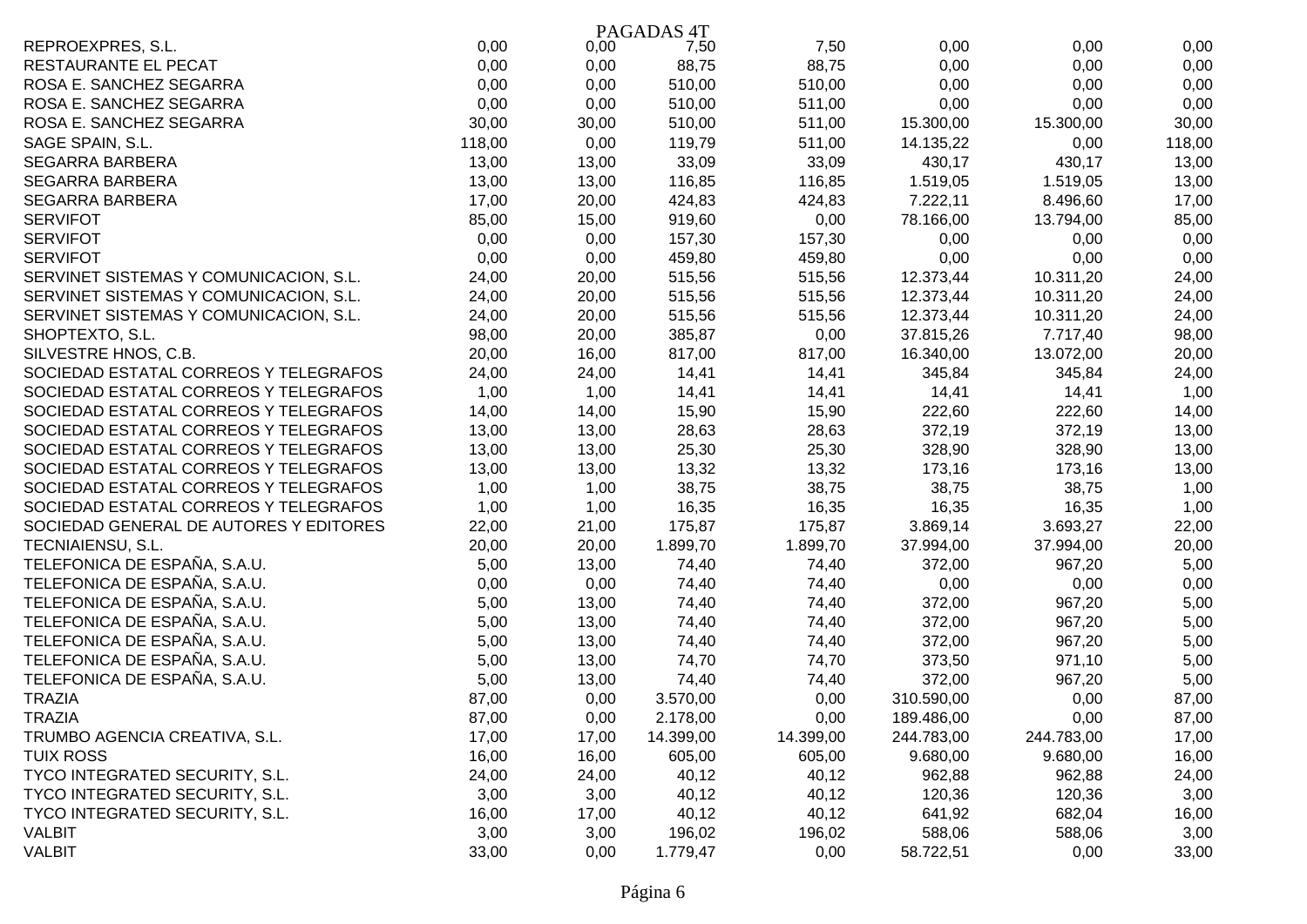PAGADAS 4T

| | | | | | | | |
|---|---|---|---|---|---|---|---|
| REPROEXPRES, S.L. | 0,00 | 0,00 | 7,50 | 7,50 | 0,00 | 0,00 | 0,00 |
| RESTAURANTE EL PECAT | 0,00 | 0,00 | 88,75 | 88,75 | 0,00 | 0,00 | 0,00 |
| ROSA E. SANCHEZ SEGARRA | 0,00 | 0,00 | 510,00 | 510,00 | 0,00 | 0,00 | 0,00 |
| ROSA E. SANCHEZ SEGARRA | 0,00 | 0,00 | 510,00 | 511,00 | 0,00 | 0,00 | 0,00 |
| ROSA E. SANCHEZ SEGARRA | 30,00 | 30,00 | 510,00 | 511,00 | 15.300,00 | 15.300,00 | 30,00 |
| SAGE SPAIN, S.L. | 118,00 | 0,00 | 119,79 | 511,00 | 14.135,22 | 0,00 | 118,00 |
| SEGARRA BARBERA | 13,00 | 13,00 | 33,09 | 33,09 | 430,17 | 430,17 | 13,00 |
| SEGARRA BARBERA | 13,00 | 13,00 | 116,85 | 116,85 | 1.519,05 | 1.519,05 | 13,00 |
| SEGARRA BARBERA | 17,00 | 20,00 | 424,83 | 424,83 | 7.222,11 | 8.496,60 | 17,00 |
| SERVIFOT | 85,00 | 15,00 | 919,60 | 0,00 | 78.166,00 | 13.794,00 | 85,00 |
| SERVIFOT | 0,00 | 0,00 | 157,30 | 157,30 | 0,00 | 0,00 | 0,00 |
| SERVIFOT | 0,00 | 0,00 | 459,80 | 459,80 | 0,00 | 0,00 | 0,00 |
| SERVINET SISTEMAS Y COMUNICACION, S.L. | 24,00 | 20,00 | 515,56 | 515,56 | 12.373,44 | 10.311,20 | 24,00 |
| SERVINET SISTEMAS Y COMUNICACION, S.L. | 24,00 | 20,00 | 515,56 | 515,56 | 12.373,44 | 10.311,20 | 24,00 |
| SERVINET SISTEMAS Y COMUNICACION, S.L. | 24,00 | 20,00 | 515,56 | 515,56 | 12.373,44 | 10.311,20 | 24,00 |
| SHOPTEXTO, S.L. | 98,00 | 20,00 | 385,87 | 0,00 | 37.815,26 | 7.717,40 | 98,00 |
| SILVESTRE HNOS, C.B. | 20,00 | 16,00 | 817,00 | 817,00 | 16.340,00 | 13.072,00 | 20,00 |
| SOCIEDAD ESTATAL CORREOS Y TELEGRAFOS | 24,00 | 24,00 | 14,41 | 14,41 | 345,84 | 345,84 | 24,00 |
| SOCIEDAD ESTATAL CORREOS Y TELEGRAFOS | 1,00 | 1,00 | 14,41 | 14,41 | 14,41 | 14,41 | 1,00 |
| SOCIEDAD ESTATAL CORREOS Y TELEGRAFOS | 14,00 | 14,00 | 15,90 | 15,90 | 222,60 | 222,60 | 14,00 |
| SOCIEDAD ESTATAL CORREOS Y TELEGRAFOS | 13,00 | 13,00 | 28,63 | 28,63 | 372,19 | 372,19 | 13,00 |
| SOCIEDAD ESTATAL CORREOS Y TELEGRAFOS | 13,00 | 13,00 | 25,30 | 25,30 | 328,90 | 328,90 | 13,00 |
| SOCIEDAD ESTATAL CORREOS Y TELEGRAFOS | 13,00 | 13,00 | 13,32 | 13,32 | 173,16 | 173,16 | 13,00 |
| SOCIEDAD ESTATAL CORREOS Y TELEGRAFOS | 1,00 | 1,00 | 38,75 | 38,75 | 38,75 | 38,75 | 1,00 |
| SOCIEDAD ESTATAL CORREOS Y TELEGRAFOS | 1,00 | 1,00 | 16,35 | 16,35 | 16,35 | 16,35 | 1,00 |
| SOCIEDAD GENERAL DE AUTORES Y EDITORES | 22,00 | 21,00 | 175,87 | 175,87 | 3.869,14 | 3.693,27 | 22,00 |
| TECNIAIENSU, S.L. | 20,00 | 20,00 | 1.899,70 | 1.899,70 | 37.994,00 | 37.994,00 | 20,00 |
| TELEFONICA DE ESPAÑA, S.A.U. | 5,00 | 13,00 | 74,40 | 74,40 | 372,00 | 967,20 | 5,00 |
| TELEFONICA DE ESPAÑA, S.A.U. | 0,00 | 0,00 | 74,40 | 74,40 | 0,00 | 0,00 | 0,00 |
| TELEFONICA DE ESPAÑA, S.A.U. | 5,00 | 13,00 | 74,40 | 74,40 | 372,00 | 967,20 | 5,00 |
| TELEFONICA DE ESPAÑA, S.A.U. | 5,00 | 13,00 | 74,40 | 74,40 | 372,00 | 967,20 | 5,00 |
| TELEFONICA DE ESPAÑA, S.A.U. | 5,00 | 13,00 | 74,40 | 74,40 | 372,00 | 967,20 | 5,00 |
| TELEFONICA DE ESPAÑA, S.A.U. | 5,00 | 13,00 | 74,70 | 74,70 | 373,50 | 971,10 | 5,00 |
| TELEFONICA DE ESPAÑA, S.A.U. | 5,00 | 13,00 | 74,40 | 74,40 | 372,00 | 967,20 | 5,00 |
| TRAZIA | 87,00 | 0,00 | 3.570,00 | 0,00 | 310.590,00 | 0,00 | 87,00 |
| TRAZIA | 87,00 | 0,00 | 2.178,00 | 0,00 | 189.486,00 | 0,00 | 87,00 |
| TRUMBO AGENCIA CREATIVA, S.L. | 17,00 | 17,00 | 14.399,00 | 14.399,00 | 244.783,00 | 244.783,00 | 17,00 |
| TUIX ROSS | 16,00 | 16,00 | 605,00 | 605,00 | 9.680,00 | 9.680,00 | 16,00 |
| TYCO INTEGRATED SECURITY, S.L. | 24,00 | 24,00 | 40,12 | 40,12 | 962,88 | 962,88 | 24,00 |
| TYCO INTEGRATED SECURITY, S.L. | 3,00 | 3,00 | 40,12 | 40,12 | 120,36 | 120,36 | 3,00 |
| TYCO INTEGRATED SECURITY, S.L. | 16,00 | 17,00 | 40,12 | 40,12 | 641,92 | 682,04 | 16,00 |
| VALBIT | 3,00 | 3,00 | 196,02 | 196,02 | 588,06 | 588,06 | 3,00 |
| VALBIT | 33,00 | 0,00 | 1.779,47 | 0,00 | 58.722,51 | 0,00 | 33,00 |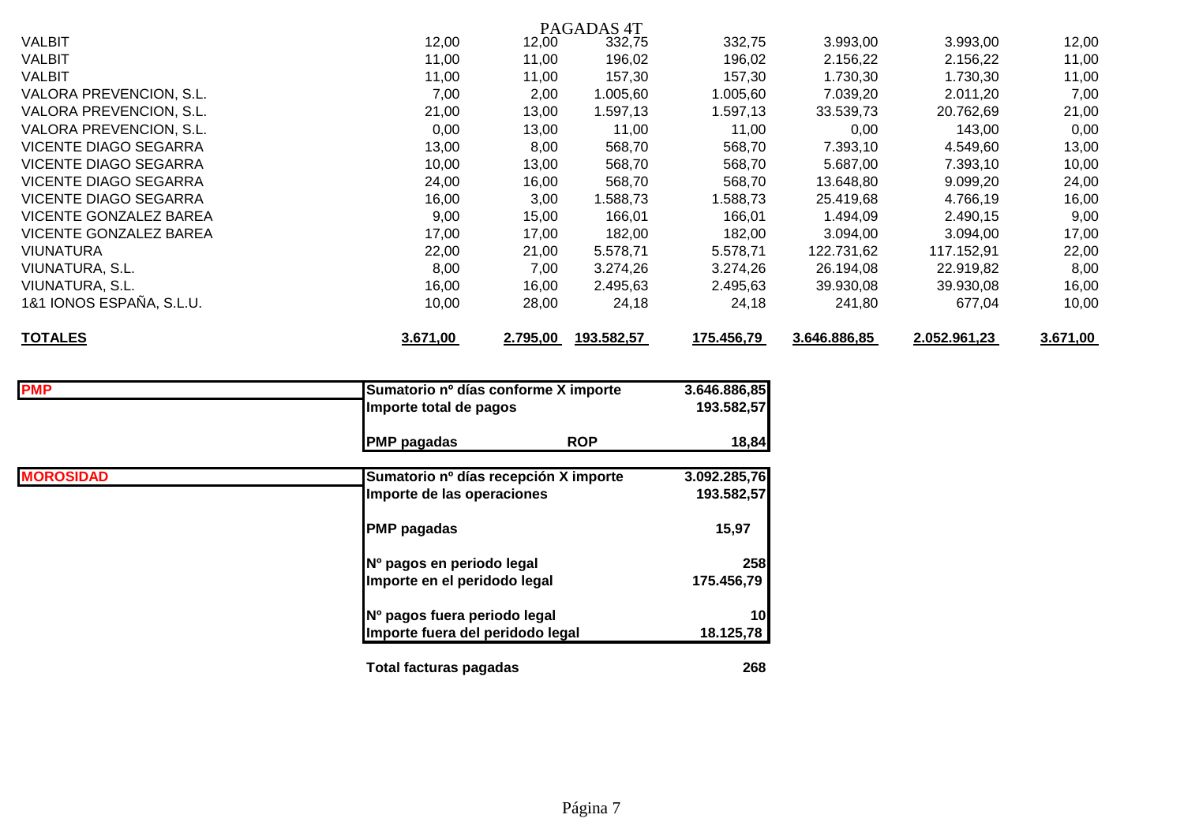| | | PAGADAS 4T | | | | | |
|---|---|---|---|---|---|---|---|
| VALBIT | 12,00 | 12,00 | 332,75 | 332,75 | 3.993,00 | 3.993,00 | 12,00 |
| VALBIT | 11,00 | 11,00 | 196,02 | 196,02 | 2.156,22 | 2.156,22 | 11,00 |
| VALBIT | 11,00 | 11,00 | 157,30 | 157,30 | 1.730,30 | 1.730,30 | 11,00 |
| VALORA PREVENCION, S.L. | 7,00 | 2,00 | 1.005,60 | 1.005,60 | 7.039,20 | 2.011,20 | 7,00 |
| VALORA PREVENCION, S.L. | 21,00 | 13,00 | 1.597,13 | 1.597,13 | 33.539,73 | 20.762,69 | 21,00 |
| VALORA PREVENCION, S.L. | 0,00 | 13,00 | 11,00 | 11,00 | 0,00 | 143,00 | 0,00 |
| VICENTE DIAGO SEGARRA | 13,00 | 8,00 | 568,70 | 568,70 | 7.393,10 | 4.549,60 | 13,00 |
| VICENTE DIAGO SEGARRA | 10,00 | 13,00 | 568,70 | 568,70 | 5.687,00 | 7.393,10 | 10,00 |
| VICENTE DIAGO SEGARRA | 24,00 | 16,00 | 568,70 | 568,70 | 13.648,80 | 9.099,20 | 24,00 |
| VICENTE DIAGO SEGARRA | 16,00 | 3,00 | 1.588,73 | 1.588,73 | 25.419,68 | 4.766,19 | 16,00 |
| VICENTE GONZALEZ BAREA | 9,00 | 15,00 | 166,01 | 166,01 | 1.494,09 | 2.490,15 | 9,00 |
| VICENTE GONZALEZ BAREA | 17,00 | 17,00 | 182,00 | 182,00 | 3.094,00 | 3.094,00 | 17,00 |
| VIUNATURA | 22,00 | 21,00 | 5.578,71 | 5.578,71 | 122.731,62 | 117.152,91 | 22,00 |
| VIUNATURA, S.L. | 8,00 | 7,00 | 3.274,26 | 3.274,26 | 26.194,08 | 22.919,82 | 8,00 |
| VIUNATURA, S.L. | 16,00 | 16,00 | 2.495,63 | 2.495,63 | 39.930,08 | 39.930,08 | 16,00 |
| 1&1 IONOS ESPAÑA, S.L.U. | 10,00 | 28,00 | 24,18 | 24,18 | 241,80 | 677,04 | 10,00 |
| **TOTALES** | **3.671,00** | **2.795,00** | **193.582,57** | **175.456,79** | **3.646.886,85** | **2.052.961,23** | **3.671,00** |

| | | | |
|---|---|---|---|
| **PMP** | **Sumatorio nº días conforme X importe** | | **3.646.886,85** |
| | **Importe total de pagos** | | **193.582,57** |
| | **PMP pagadas** | **ROP** | **18,84** |
| **MOROSIDAD** | **Sumatorio nº días recepción X importe** | | **3.092.285,76** |
| | **Importe de las operaciones** | | **193.582,57** |
| | **PMP pagadas** | | **15,97** |
| | **Nº pagos en periodo legal** | | **258** |
| | **Importe en el peridodo legal** | | **175.456,79** |
| | **Nº pagos fuera periodo legal** | | **10** |
| | **Importe fuera del peridodo legal** | | **18.125,78** |
| | **Total facturas pagadas** | | **268** |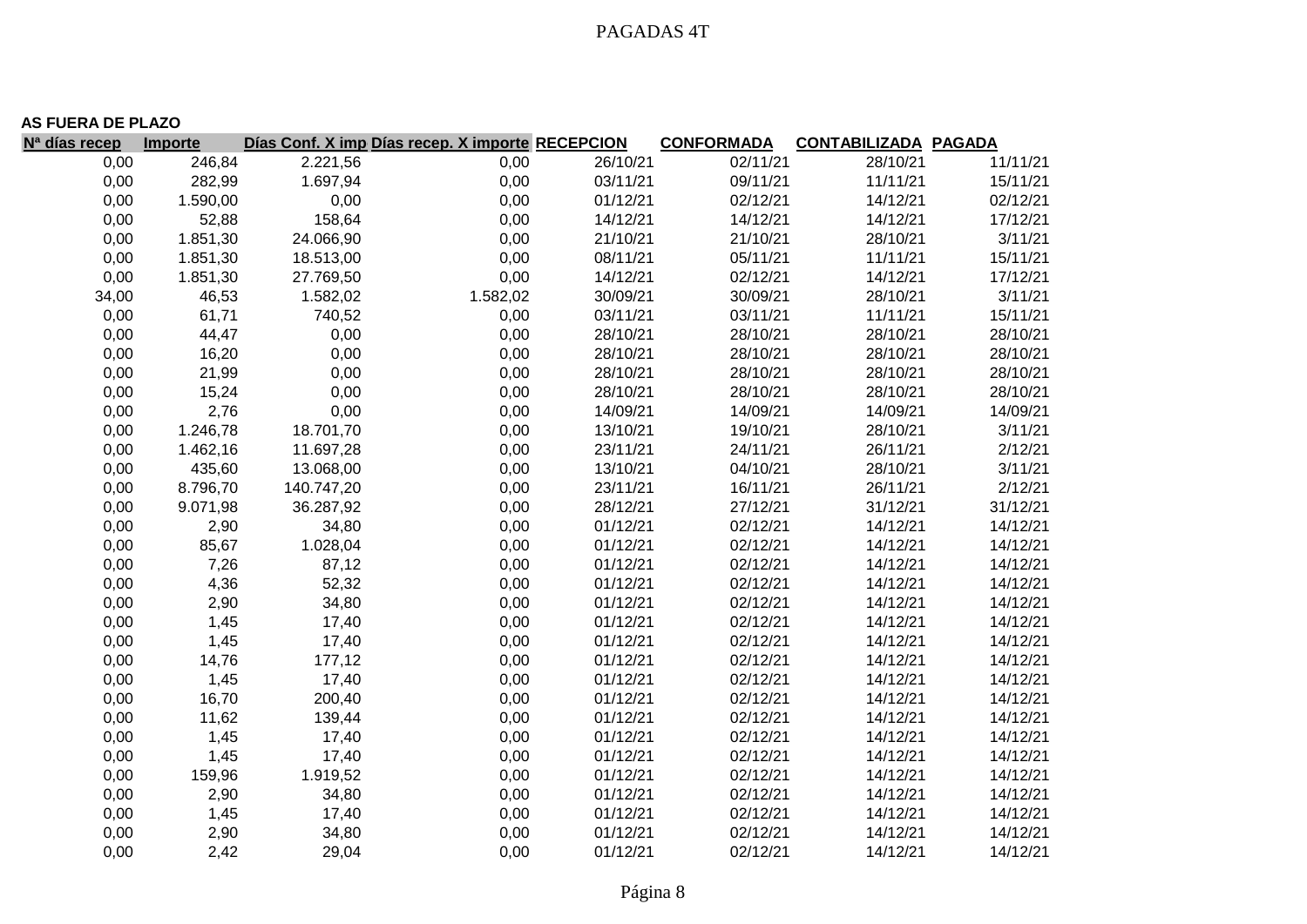# PAGADAS 4T

**AS FUERA DE PLAZO**

| Nª días recep | Importe | Días Conf. X imp | Días recep. X importe | RECEPCION | CONFORMADA | CONTABILIZADA | PAGADA |
|---|---|---|---|---|---|---|---|
| 0,00 | 246,84 | 2.221,56 | 0,00 | 26/10/21 | 02/11/21 | 28/10/21 | 11/11/21 |
| 0,00 | 282,99 | 1.697,94 | 0,00 | 03/11/21 | 09/11/21 | 11/11/21 | 15/11/21 |
| 0,00 | 1.590,00 | 0,00 | 0,00 | 01/12/21 | 02/12/21 | 14/12/21 | 02/12/21 |
| 0,00 | 52,88 | 158,64 | 0,00 | 14/12/21 | 14/12/21 | 14/12/21 | 17/12/21 |
| 0,00 | 1.851,30 | 24.066,90 | 0,00 | 21/10/21 | 21/10/21 | 28/10/21 | 3/11/21 |
| 0,00 | 1.851,30 | 18.513,00 | 0,00 | 08/11/21 | 05/11/21 | 11/11/21 | 15/11/21 |
| 0,00 | 1.851,30 | 27.769,50 | 0,00 | 14/12/21 | 02/12/21 | 14/12/21 | 17/12/21 |
| 34,00 | 46,53 | 1.582,02 | 1.582,02 | 30/09/21 | 30/09/21 | 28/10/21 | 3/11/21 |
| 0,00 | 61,71 | 740,52 | 0,00 | 03/11/21 | 03/11/21 | 11/11/21 | 15/11/21 |
| 0,00 | 44,47 | 0,00 | 0,00 | 28/10/21 | 28/10/21 | 28/10/21 | 28/10/21 |
| 0,00 | 16,20 | 0,00 | 0,00 | 28/10/21 | 28/10/21 | 28/10/21 | 28/10/21 |
| 0,00 | 21,99 | 0,00 | 0,00 | 28/10/21 | 28/10/21 | 28/10/21 | 28/10/21 |
| 0,00 | 15,24 | 0,00 | 0,00 | 28/10/21 | 28/10/21 | 28/10/21 | 28/10/21 |
| 0,00 | 2,76 | 0,00 | 0,00 | 14/09/21 | 14/09/21 | 14/09/21 | 14/09/21 |
| 0,00 | 1.246,78 | 18.701,70 | 0,00 | 13/10/21 | 19/10/21 | 28/10/21 | 3/11/21 |
| 0,00 | 1.462,16 | 11.697,28 | 0,00 | 23/11/21 | 24/11/21 | 26/11/21 | 2/12/21 |
| 0,00 | 435,60 | 13.068,00 | 0,00 | 13/10/21 | 04/10/21 | 28/10/21 | 3/11/21 |
| 0,00 | 8.796,70 | 140.747,20 | 0,00 | 23/11/21 | 16/11/21 | 26/11/21 | 2/12/21 |
| 0,00 | 9.071,98 | 36.287,92 | 0,00 | 28/12/21 | 27/12/21 | 31/12/21 | 31/12/21 |
| 0,00 | 2,90 | 34,80 | 0,00 | 01/12/21 | 02/12/21 | 14/12/21 | 14/12/21 |
| 0,00 | 85,67 | 1.028,04 | 0,00 | 01/12/21 | 02/12/21 | 14/12/21 | 14/12/21 |
| 0,00 | 7,26 | 87,12 | 0,00 | 01/12/21 | 02/12/21 | 14/12/21 | 14/12/21 |
| 0,00 | 4,36 | 52,32 | 0,00 | 01/12/21 | 02/12/21 | 14/12/21 | 14/12/21 |
| 0,00 | 2,90 | 34,80 | 0,00 | 01/12/21 | 02/12/21 | 14/12/21 | 14/12/21 |
| 0,00 | 1,45 | 17,40 | 0,00 | 01/12/21 | 02/12/21 | 14/12/21 | 14/12/21 |
| 0,00 | 1,45 | 17,40 | 0,00 | 01/12/21 | 02/12/21 | 14/12/21 | 14/12/21 |
| 0,00 | 14,76 | 177,12 | 0,00 | 01/12/21 | 02/12/21 | 14/12/21 | 14/12/21 |
| 0,00 | 1,45 | 17,40 | 0,00 | 01/12/21 | 02/12/21 | 14/12/21 | 14/12/21 |
| 0,00 | 16,70 | 200,40 | 0,00 | 01/12/21 | 02/12/21 | 14/12/21 | 14/12/21 |
| 0,00 | 11,62 | 139,44 | 0,00 | 01/12/21 | 02/12/21 | 14/12/21 | 14/12/21 |
| 0,00 | 1,45 | 17,40 | 0,00 | 01/12/21 | 02/12/21 | 14/12/21 | 14/12/21 |
| 0,00 | 1,45 | 17,40 | 0,00 | 01/12/21 | 02/12/21 | 14/12/21 | 14/12/21 |
| 0,00 | 159,96 | 1.919,52 | 0,00 | 01/12/21 | 02/12/21 | 14/12/21 | 14/12/21 |
| 0,00 | 2,90 | 34,80 | 0,00 | 01/12/21 | 02/12/21 | 14/12/21 | 14/12/21 |
| 0,00 | 1,45 | 17,40 | 0,00 | 01/12/21 | 02/12/21 | 14/12/21 | 14/12/21 |
| 0,00 | 2,90 | 34,80 | 0,00 | 01/12/21 | 02/12/21 | 14/12/21 | 14/12/21 |
| 0,00 | 2,42 | 29,04 | 0,00 | 01/12/21 | 02/12/21 | 14/12/21 | 14/12/21 |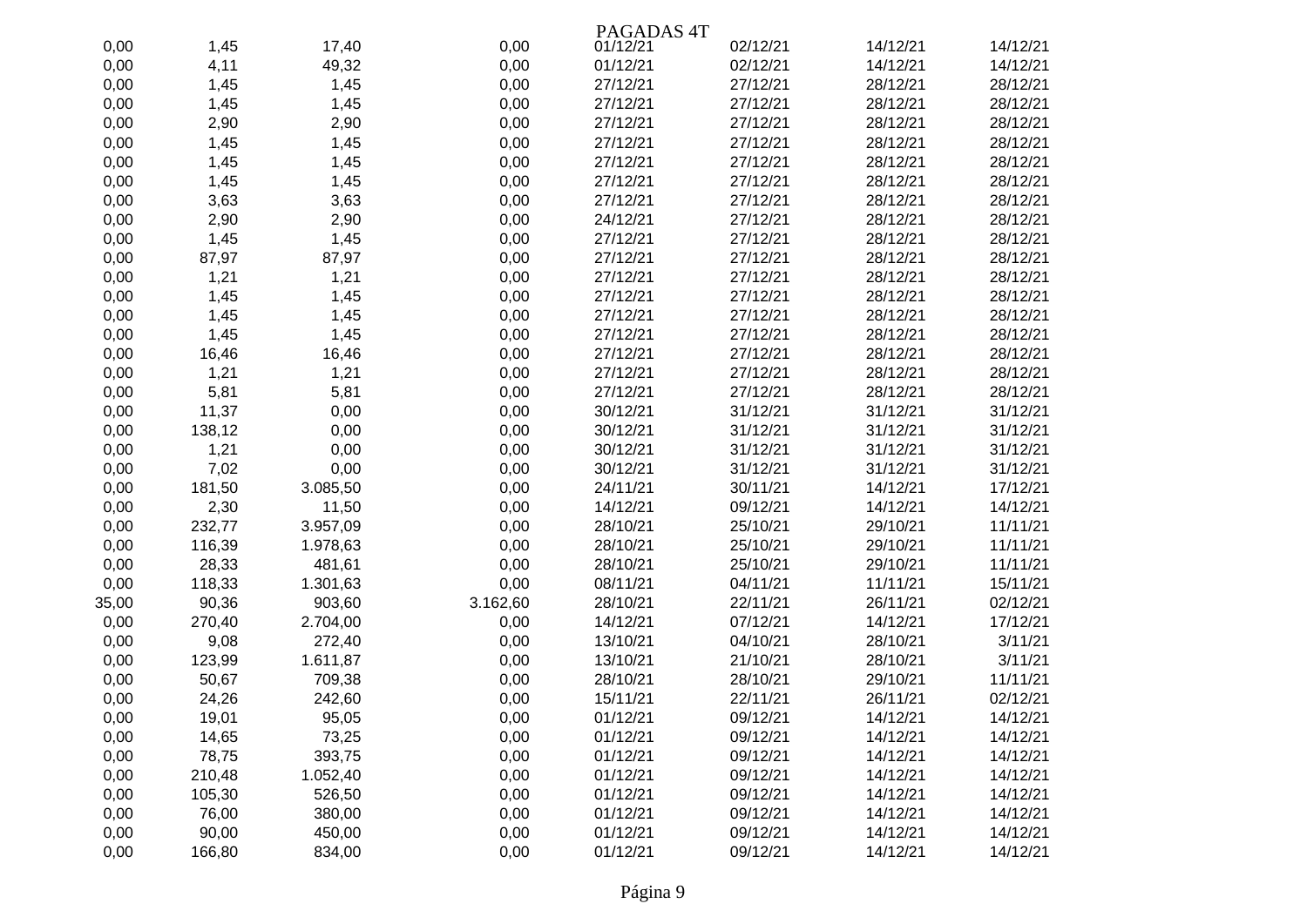PAGADAS 4T

| | | | | | | | |
|---|---|---|---|---|---|---|---|
| 0,00 | 1,45 | 17,40 | 0,00 | 01/12/21 | 02/12/21 | 14/12/21 | 14/12/21 |
| 0,00 | 4,11 | 49,32 | 0,00 | 01/12/21 | 02/12/21 | 14/12/21 | 14/12/21 |
| 0,00 | 1,45 | 1,45 | 0,00 | 27/12/21 | 27/12/21 | 28/12/21 | 28/12/21 |
| 0,00 | 1,45 | 1,45 | 0,00 | 27/12/21 | 27/12/21 | 28/12/21 | 28/12/21 |
| 0,00 | 2,90 | 2,90 | 0,00 | 27/12/21 | 27/12/21 | 28/12/21 | 28/12/21 |
| 0,00 | 1,45 | 1,45 | 0,00 | 27/12/21 | 27/12/21 | 28/12/21 | 28/12/21 |
| 0,00 | 1,45 | 1,45 | 0,00 | 27/12/21 | 27/12/21 | 28/12/21 | 28/12/21 |
| 0,00 | 1,45 | 1,45 | 0,00 | 27/12/21 | 27/12/21 | 28/12/21 | 28/12/21 |
| 0,00 | 3,63 | 3,63 | 0,00 | 27/12/21 | 27/12/21 | 28/12/21 | 28/12/21 |
| 0,00 | 2,90 | 2,90 | 0,00 | 24/12/21 | 27/12/21 | 28/12/21 | 28/12/21 |
| 0,00 | 1,45 | 1,45 | 0,00 | 27/12/21 | 27/12/21 | 28/12/21 | 28/12/21 |
| 0,00 | 87,97 | 87,97 | 0,00 | 27/12/21 | 27/12/21 | 28/12/21 | 28/12/21 |
| 0,00 | 1,21 | 1,21 | 0,00 | 27/12/21 | 27/12/21 | 28/12/21 | 28/12/21 |
| 0,00 | 1,45 | 1,45 | 0,00 | 27/12/21 | 27/12/21 | 28/12/21 | 28/12/21 |
| 0,00 | 1,45 | 1,45 | 0,00 | 27/12/21 | 27/12/21 | 28/12/21 | 28/12/21 |
| 0,00 | 1,45 | 1,45 | 0,00 | 27/12/21 | 27/12/21 | 28/12/21 | 28/12/21 |
| 0,00 | 16,46 | 16,46 | 0,00 | 27/12/21 | 27/12/21 | 28/12/21 | 28/12/21 |
| 0,00 | 1,21 | 1,21 | 0,00 | 27/12/21 | 27/12/21 | 28/12/21 | 28/12/21 |
| 0,00 | 5,81 | 5,81 | 0,00 | 27/12/21 | 27/12/21 | 28/12/21 | 28/12/21 |
| 0,00 | 11,37 | 0,00 | 0,00 | 30/12/21 | 31/12/21 | 31/12/21 | 31/12/21 |
| 0,00 | 138,12 | 0,00 | 0,00 | 30/12/21 | 31/12/21 | 31/12/21 | 31/12/21 |
| 0,00 | 1,21 | 0,00 | 0,00 | 30/12/21 | 31/12/21 | 31/12/21 | 31/12/21 |
| 0,00 | 7,02 | 0,00 | 0,00 | 30/12/21 | 31/12/21 | 31/12/21 | 31/12/21 |
| 0,00 | 181,50 | 3.085,50 | 0,00 | 24/11/21 | 30/11/21 | 14/12/21 | 17/12/21 |
| 0,00 | 2,30 | 11,50 | 0,00 | 14/12/21 | 09/12/21 | 14/12/21 | 14/12/21 |
| 0,00 | 232,77 | 3.957,09 | 0,00 | 28/10/21 | 25/10/21 | 29/10/21 | 11/11/21 |
| 0,00 | 116,39 | 1.978,63 | 0,00 | 28/10/21 | 25/10/21 | 29/10/21 | 11/11/21 |
| 0,00 | 28,33 | 481,61 | 0,00 | 28/10/21 | 25/10/21 | 29/10/21 | 11/11/21 |
| 0,00 | 118,33 | 1.301,63 | 0,00 | 08/11/21 | 04/11/21 | 11/11/21 | 15/11/21 |
| 35,00 | 90,36 | 903,60 | 3.162,60 | 28/10/21 | 22/11/21 | 26/11/21 | 02/12/21 |
| 0,00 | 270,40 | 2.704,00 | 0,00 | 14/12/21 | 07/12/21 | 14/12/21 | 17/12/21 |
| 0,00 | 9,08 | 272,40 | 0,00 | 13/10/21 | 04/10/21 | 28/10/21 | 3/11/21 |
| 0,00 | 123,99 | 1.611,87 | 0,00 | 13/10/21 | 21/10/21 | 28/10/21 | 3/11/21 |
| 0,00 | 50,67 | 709,38 | 0,00 | 28/10/21 | 28/10/21 | 29/10/21 | 11/11/21 |
| 0,00 | 24,26 | 242,60 | 0,00 | 15/11/21 | 22/11/21 | 26/11/21 | 02/12/21 |
| 0,00 | 19,01 | 95,05 | 0,00 | 01/12/21 | 09/12/21 | 14/12/21 | 14/12/21 |
| 0,00 | 14,65 | 73,25 | 0,00 | 01/12/21 | 09/12/21 | 14/12/21 | 14/12/21 |
| 0,00 | 78,75 | 393,75 | 0,00 | 01/12/21 | 09/12/21 | 14/12/21 | 14/12/21 |
| 0,00 | 210,48 | 1.052,40 | 0,00 | 01/12/21 | 09/12/21 | 14/12/21 | 14/12/21 |
| 0,00 | 105,30 | 526,50 | 0,00 | 01/12/21 | 09/12/21 | 14/12/21 | 14/12/21 |
| 0,00 | 76,00 | 380,00 | 0,00 | 01/12/21 | 09/12/21 | 14/12/21 | 14/12/21 |
| 0,00 | 90,00 | 450,00 | 0,00 | 01/12/21 | 09/12/21 | 14/12/21 | 14/12/21 |
| 0,00 | 166,80 | 834,00 | 0,00 | 01/12/21 | 09/12/21 | 14/12/21 | 14/12/21 |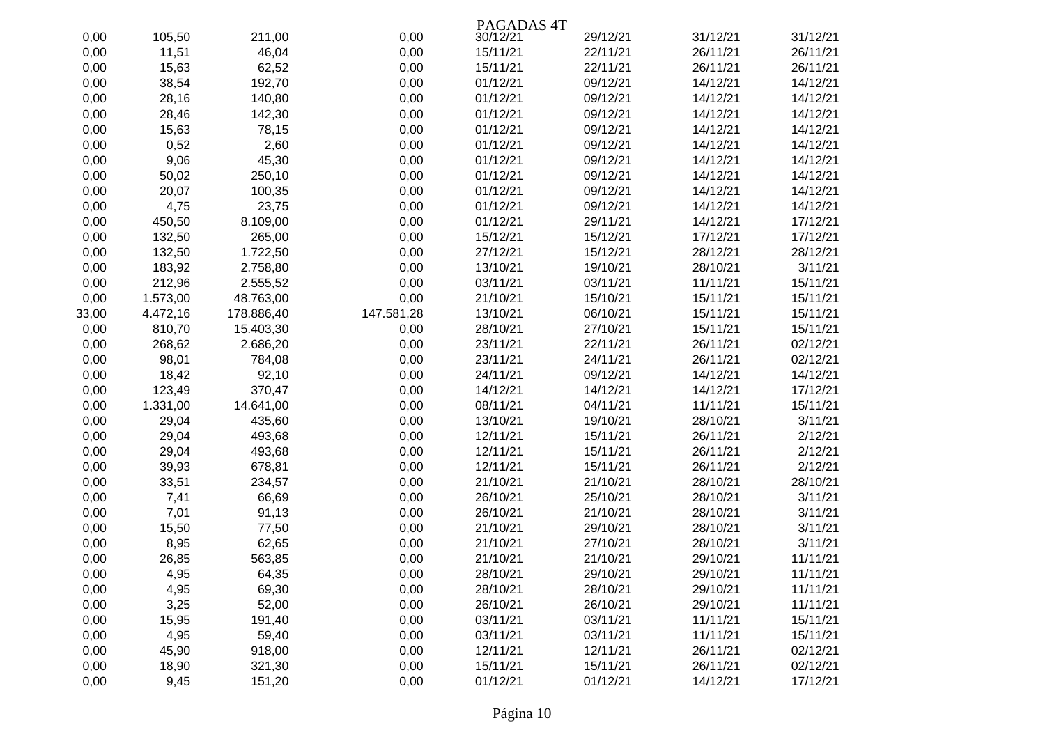# PAGADAS 4T

| | | | | | | | |
|---|---|---|---|---|---|---|---|
| 0,00 | 105,50 | 211,00 | 0,00 | 30/12/21 | 29/12/21 | 31/12/21 | 31/12/21 |
| 0,00 | 11,51 | 46,04 | 0,00 | 15/11/21 | 22/11/21 | 26/11/21 | 26/11/21 |
| 0,00 | 15,63 | 62,52 | 0,00 | 15/11/21 | 22/11/21 | 26/11/21 | 26/11/21 |
| 0,00 | 38,54 | 192,70 | 0,00 | 01/12/21 | 09/12/21 | 14/12/21 | 14/12/21 |
| 0,00 | 28,16 | 140,80 | 0,00 | 01/12/21 | 09/12/21 | 14/12/21 | 14/12/21 |
| 0,00 | 28,46 | 142,30 | 0,00 | 01/12/21 | 09/12/21 | 14/12/21 | 14/12/21 |
| 0,00 | 15,63 | 78,15 | 0,00 | 01/12/21 | 09/12/21 | 14/12/21 | 14/12/21 |
| 0,00 | 0,52 | 2,60 | 0,00 | 01/12/21 | 09/12/21 | 14/12/21 | 14/12/21 |
| 0,00 | 9,06 | 45,30 | 0,00 | 01/12/21 | 09/12/21 | 14/12/21 | 14/12/21 |
| 0,00 | 50,02 | 250,10 | 0,00 | 01/12/21 | 09/12/21 | 14/12/21 | 14/12/21 |
| 0,00 | 20,07 | 100,35 | 0,00 | 01/12/21 | 09/12/21 | 14/12/21 | 14/12/21 |
| 0,00 | 4,75 | 23,75 | 0,00 | 01/12/21 | 09/12/21 | 14/12/21 | 14/12/21 |
| 0,00 | 450,50 | 8.109,00 | 0,00 | 01/12/21 | 29/11/21 | 14/12/21 | 17/12/21 |
| 0,00 | 132,50 | 265,00 | 0,00 | 15/12/21 | 15/12/21 | 17/12/21 | 17/12/21 |
| 0,00 | 132,50 | 1.722,50 | 0,00 | 27/12/21 | 15/12/21 | 28/12/21 | 28/12/21 |
| 0,00 | 183,92 | 2.758,80 | 0,00 | 13/10/21 | 19/10/21 | 28/10/21 | 3/11/21 |
| 0,00 | 212,96 | 2.555,52 | 0,00 | 03/11/21 | 03/11/21 | 11/11/21 | 15/11/21 |
| 0,00 | 1.573,00 | 48.763,00 | 0,00 | 21/10/21 | 15/10/21 | 15/11/21 | 15/11/21 |
| 33,00 | 4.472,16 | 178.886,40 | 147.581,28 | 13/10/21 | 06/10/21 | 15/11/21 | 15/11/21 |
| 0,00 | 810,70 | 15.403,30 | 0,00 | 28/10/21 | 27/10/21 | 15/11/21 | 15/11/21 |
| 0,00 | 268,62 | 2.686,20 | 0,00 | 23/11/21 | 22/11/21 | 26/11/21 | 02/12/21 |
| 0,00 | 98,01 | 784,08 | 0,00 | 23/11/21 | 24/11/21 | 26/11/21 | 02/12/21 |
| 0,00 | 18,42 | 92,10 | 0,00 | 24/11/21 | 09/12/21 | 14/12/21 | 14/12/21 |
| 0,00 | 123,49 | 370,47 | 0,00 | 14/12/21 | 14/12/21 | 14/12/21 | 17/12/21 |
| 0,00 | 1.331,00 | 14.641,00 | 0,00 | 08/11/21 | 04/11/21 | 11/11/21 | 15/11/21 |
| 0,00 | 29,04 | 435,60 | 0,00 | 13/10/21 | 19/10/21 | 28/10/21 | 3/11/21 |
| 0,00 | 29,04 | 493,68 | 0,00 | 12/11/21 | 15/11/21 | 26/11/21 | 2/12/21 |
| 0,00 | 29,04 | 493,68 | 0,00 | 12/11/21 | 15/11/21 | 26/11/21 | 2/12/21 |
| 0,00 | 39,93 | 678,81 | 0,00 | 12/11/21 | 15/11/21 | 26/11/21 | 2/12/21 |
| 0,00 | 33,51 | 234,57 | 0,00 | 21/10/21 | 21/10/21 | 28/10/21 | 28/10/21 |
| 0,00 | 7,41 | 66,69 | 0,00 | 26/10/21 | 25/10/21 | 28/10/21 | 3/11/21 |
| 0,00 | 7,01 | 91,13 | 0,00 | 26/10/21 | 21/10/21 | 28/10/21 | 3/11/21 |
| 0,00 | 15,50 | 77,50 | 0,00 | 21/10/21 | 29/10/21 | 28/10/21 | 3/11/21 |
| 0,00 | 8,95 | 62,65 | 0,00 | 21/10/21 | 27/10/21 | 28/10/21 | 3/11/21 |
| 0,00 | 26,85 | 563,85 | 0,00 | 21/10/21 | 21/10/21 | 29/10/21 | 11/11/21 |
| 0,00 | 4,95 | 64,35 | 0,00 | 28/10/21 | 29/10/21 | 29/10/21 | 11/11/21 |
| 0,00 | 4,95 | 69,30 | 0,00 | 28/10/21 | 28/10/21 | 29/10/21 | 11/11/21 |
| 0,00 | 3,25 | 52,00 | 0,00 | 26/10/21 | 26/10/21 | 29/10/21 | 11/11/21 |
| 0,00 | 15,95 | 191,40 | 0,00 | 03/11/21 | 03/11/21 | 11/11/21 | 15/11/21 |
| 0,00 | 4,95 | 59,40 | 0,00 | 03/11/21 | 03/11/21 | 11/11/21 | 15/11/21 |
| 0,00 | 45,90 | 918,00 | 0,00 | 12/11/21 | 12/11/21 | 26/11/21 | 02/12/21 |
| 0,00 | 18,90 | 321,30 | 0,00 | 15/11/21 | 15/11/21 | 26/11/21 | 02/12/21 |
| 0,00 | 9,45 | 151,20 | 0,00 | 01/12/21 | 01/12/21 | 14/12/21 | 17/12/21 |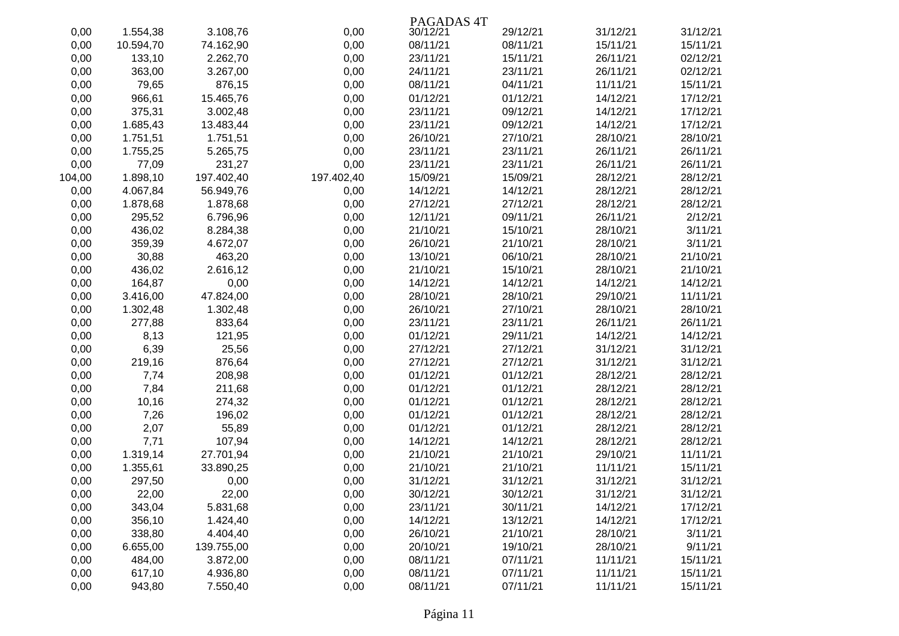PAGADAS 4T

| | | | | | | | |
|---|---|---|---|---|---|---|---|
| 0,00 | 1.554,38 | 3.108,76 | 0,00 | 30/12/21 | 29/12/21 | 31/12/21 | 31/12/21 |
| 0,00 | 10.594,70 | 74.162,90 | 0,00 | 08/11/21 | 08/11/21 | 15/11/21 | 15/11/21 |
| 0,00 | 133,10 | 2.262,70 | 0,00 | 23/11/21 | 15/11/21 | 26/11/21 | 02/12/21 |
| 0,00 | 363,00 | 3.267,00 | 0,00 | 24/11/21 | 23/11/21 | 26/11/21 | 02/12/21 |
| 0,00 | 79,65 | 876,15 | 0,00 | 08/11/21 | 04/11/21 | 11/11/21 | 15/11/21 |
| 0,00 | 966,61 | 15.465,76 | 0,00 | 01/12/21 | 01/12/21 | 14/12/21 | 17/12/21 |
| 0,00 | 375,31 | 3.002,48 | 0,00 | 23/11/21 | 09/12/21 | 14/12/21 | 17/12/21 |
| 0,00 | 1.685,43 | 13.483,44 | 0,00 | 23/11/21 | 09/12/21 | 14/12/21 | 17/12/21 |
| 0,00 | 1.751,51 | 1.751,51 | 0,00 | 26/10/21 | 27/10/21 | 28/10/21 | 28/10/21 |
| 0,00 | 1.755,25 | 5.265,75 | 0,00 | 23/11/21 | 23/11/21 | 26/11/21 | 26/11/21 |
| 0,00 | 77,09 | 231,27 | 0,00 | 23/11/21 | 23/11/21 | 26/11/21 | 26/11/21 |
| 104,00 | 1.898,10 | 197.402,40 | 197.402,40 | 15/09/21 | 15/09/21 | 28/12/21 | 28/12/21 |
| 0,00 | 4.067,84 | 56.949,76 | 0,00 | 14/12/21 | 14/12/21 | 28/12/21 | 28/12/21 |
| 0,00 | 1.878,68 | 1.878,68 | 0,00 | 27/12/21 | 27/12/21 | 28/12/21 | 28/12/21 |
| 0,00 | 295,52 | 6.796,96 | 0,00 | 12/11/21 | 09/11/21 | 26/11/21 | 2/12/21 |
| 0,00 | 436,02 | 8.284,38 | 0,00 | 21/10/21 | 15/10/21 | 28/10/21 | 3/11/21 |
| 0,00 | 359,39 | 4.672,07 | 0,00 | 26/10/21 | 21/10/21 | 28/10/21 | 3/11/21 |
| 0,00 | 30,88 | 463,20 | 0,00 | 13/10/21 | 06/10/21 | 28/10/21 | 21/10/21 |
| 0,00 | 436,02 | 2.616,12 | 0,00 | 21/10/21 | 15/10/21 | 28/10/21 | 21/10/21 |
| 0,00 | 164,87 | 0,00 | 0,00 | 14/12/21 | 14/12/21 | 14/12/21 | 14/12/21 |
| 0,00 | 3.416,00 | 47.824,00 | 0,00 | 28/10/21 | 28/10/21 | 29/10/21 | 11/11/21 |
| 0,00 | 1.302,48 | 1.302,48 | 0,00 | 26/10/21 | 27/10/21 | 28/10/21 | 28/10/21 |
| 0,00 | 277,88 | 833,64 | 0,00 | 23/11/21 | 23/11/21 | 26/11/21 | 26/11/21 |
| 0,00 | 8,13 | 121,95 | 0,00 | 01/12/21 | 29/11/21 | 14/12/21 | 14/12/21 |
| 0,00 | 6,39 | 25,56 | 0,00 | 27/12/21 | 27/12/21 | 31/12/21 | 31/12/21 |
| 0,00 | 219,16 | 876,64 | 0,00 | 27/12/21 | 27/12/21 | 31/12/21 | 31/12/21 |
| 0,00 | 7,74 | 208,98 | 0,00 | 01/12/21 | 01/12/21 | 28/12/21 | 28/12/21 |
| 0,00 | 7,84 | 211,68 | 0,00 | 01/12/21 | 01/12/21 | 28/12/21 | 28/12/21 |
| 0,00 | 10,16 | 274,32 | 0,00 | 01/12/21 | 01/12/21 | 28/12/21 | 28/12/21 |
| 0,00 | 7,26 | 196,02 | 0,00 | 01/12/21 | 01/12/21 | 28/12/21 | 28/12/21 |
| 0,00 | 2,07 | 55,89 | 0,00 | 01/12/21 | 01/12/21 | 28/12/21 | 28/12/21 |
| 0,00 | 7,71 | 107,94 | 0,00 | 14/12/21 | 14/12/21 | 28/12/21 | 28/12/21 |
| 0,00 | 1.319,14 | 27.701,94 | 0,00 | 21/10/21 | 21/10/21 | 29/10/21 | 11/11/21 |
| 0,00 | 1.355,61 | 33.890,25 | 0,00 | 21/10/21 | 21/10/21 | 11/11/21 | 15/11/21 |
| 0,00 | 297,50 | 0,00 | 0,00 | 31/12/21 | 31/12/21 | 31/12/21 | 31/12/21 |
| 0,00 | 22,00 | 22,00 | 0,00 | 30/12/21 | 30/12/21 | 31/12/21 | 31/12/21 |
| 0,00 | 343,04 | 5.831,68 | 0,00 | 23/11/21 | 30/11/21 | 14/12/21 | 17/12/21 |
| 0,00 | 356,10 | 1.424,40 | 0,00 | 14/12/21 | 13/12/21 | 14/12/21 | 17/12/21 |
| 0,00 | 338,80 | 4.404,40 | 0,00 | 26/10/21 | 21/10/21 | 28/10/21 | 3/11/21 |
| 0,00 | 6.655,00 | 139.755,00 | 0,00 | 20/10/21 | 19/10/21 | 28/10/21 | 9/11/21 |
| 0,00 | 484,00 | 3.872,00 | 0,00 | 08/11/21 | 07/11/21 | 11/11/21 | 15/11/21 |
| 0,00 | 617,10 | 4.936,80 | 0,00 | 08/11/21 | 07/11/21 | 11/11/21 | 15/11/21 |
| 0,00 | 943,80 | 7.550,40 | 0,00 | 08/11/21 | 07/11/21 | 11/11/21 | 15/11/21 |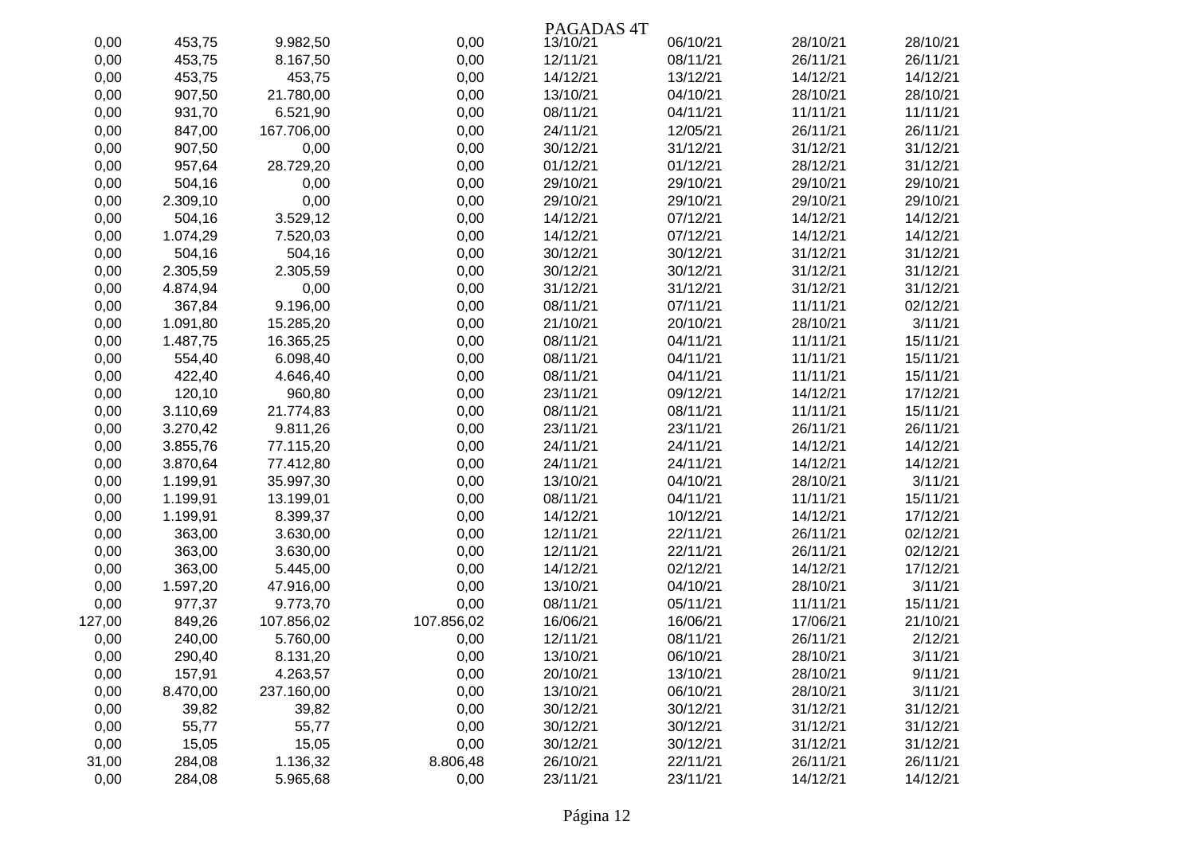PAGADAS 4T

| | | | | | | | |
|---|---|---|---|---|---|---|---|
| 0,00 | 453,75 | 9.982,50 | 0,00 | 13/10/21 | 06/10/21 | 28/10/21 | 28/10/21 |
| 0,00 | 453,75 | 8.167,50 | 0,00 | 12/11/21 | 08/11/21 | 26/11/21 | 26/11/21 |
| 0,00 | 453,75 | 453,75 | 0,00 | 14/12/21 | 13/12/21 | 14/12/21 | 14/12/21 |
| 0,00 | 907,50 | 21.780,00 | 0,00 | 13/10/21 | 04/10/21 | 28/10/21 | 28/10/21 |
| 0,00 | 931,70 | 6.521,90 | 0,00 | 08/11/21 | 04/11/21 | 11/11/21 | 11/11/21 |
| 0,00 | 847,00 | 167.706,00 | 0,00 | 24/11/21 | 12/05/21 | 26/11/21 | 26/11/21 |
| 0,00 | 907,50 | 0,00 | 0,00 | 30/12/21 | 31/12/21 | 31/12/21 | 31/12/21 |
| 0,00 | 957,64 | 28.729,20 | 0,00 | 01/12/21 | 01/12/21 | 28/12/21 | 31/12/21 |
| 0,00 | 504,16 | 0,00 | 0,00 | 29/10/21 | 29/10/21 | 29/10/21 | 29/10/21 |
| 0,00 | 2.309,10 | 0,00 | 0,00 | 29/10/21 | 29/10/21 | 29/10/21 | 29/10/21 |
| 0,00 | 504,16 | 3.529,12 | 0,00 | 14/12/21 | 07/12/21 | 14/12/21 | 14/12/21 |
| 0,00 | 1.074,29 | 7.520,03 | 0,00 | 14/12/21 | 07/12/21 | 14/12/21 | 14/12/21 |
| 0,00 | 504,16 | 504,16 | 0,00 | 30/12/21 | 30/12/21 | 31/12/21 | 31/12/21 |
| 0,00 | 2.305,59 | 2.305,59 | 0,00 | 30/12/21 | 30/12/21 | 31/12/21 | 31/12/21 |
| 0,00 | 4.874,94 | 0,00 | 0,00 | 31/12/21 | 31/12/21 | 31/12/21 | 31/12/21 |
| 0,00 | 367,84 | 9.196,00 | 0,00 | 08/11/21 | 07/11/21 | 11/11/21 | 02/12/21 |
| 0,00 | 1.091,80 | 15.285,20 | 0,00 | 21/10/21 | 20/10/21 | 28/10/21 | 3/11/21 |
| 0,00 | 1.487,75 | 16.365,25 | 0,00 | 08/11/21 | 04/11/21 | 11/11/21 | 15/11/21 |
| 0,00 | 554,40 | 6.098,40 | 0,00 | 08/11/21 | 04/11/21 | 11/11/21 | 15/11/21 |
| 0,00 | 422,40 | 4.646,40 | 0,00 | 08/11/21 | 04/11/21 | 11/11/21 | 15/11/21 |
| 0,00 | 120,10 | 960,80 | 0,00 | 23/11/21 | 09/12/21 | 14/12/21 | 17/12/21 |
| 0,00 | 3.110,69 | 21.774,83 | 0,00 | 08/11/21 | 08/11/21 | 11/11/21 | 15/11/21 |
| 0,00 | 3.270,42 | 9.811,26 | 0,00 | 23/11/21 | 23/11/21 | 26/11/21 | 26/11/21 |
| 0,00 | 3.855,76 | 77.115,20 | 0,00 | 24/11/21 | 24/11/21 | 14/12/21 | 14/12/21 |
| 0,00 | 3.870,64 | 77.412,80 | 0,00 | 24/11/21 | 24/11/21 | 14/12/21 | 14/12/21 |
| 0,00 | 1.199,91 | 35.997,30 | 0,00 | 13/10/21 | 04/10/21 | 28/10/21 | 3/11/21 |
| 0,00 | 1.199,91 | 13.199,01 | 0,00 | 08/11/21 | 04/11/21 | 11/11/21 | 15/11/21 |
| 0,00 | 1.199,91 | 8.399,37 | 0,00 | 14/12/21 | 10/12/21 | 14/12/21 | 17/12/21 |
| 0,00 | 363,00 | 3.630,00 | 0,00 | 12/11/21 | 22/11/21 | 26/11/21 | 02/12/21 |
| 0,00 | 363,00 | 3.630,00 | 0,00 | 12/11/21 | 22/11/21 | 26/11/21 | 02/12/21 |
| 0,00 | 363,00 | 5.445,00 | 0,00 | 14/12/21 | 02/12/21 | 14/12/21 | 17/12/21 |
| 0,00 | 1.597,20 | 47.916,00 | 0,00 | 13/10/21 | 04/10/21 | 28/10/21 | 3/11/21 |
| 0,00 | 977,37 | 9.773,70 | 0,00 | 08/11/21 | 05/11/21 | 11/11/21 | 15/11/21 |
| 127,00 | 849,26 | 107.856,02 | 107.856,02 | 16/06/21 | 16/06/21 | 17/06/21 | 21/10/21 |
| 0,00 | 240,00 | 5.760,00 | 0,00 | 12/11/21 | 08/11/21 | 26/11/21 | 2/12/21 |
| 0,00 | 290,40 | 8.131,20 | 0,00 | 13/10/21 | 06/10/21 | 28/10/21 | 3/11/21 |
| 0,00 | 157,91 | 4.263,57 | 0,00 | 20/10/21 | 13/10/21 | 28/10/21 | 9/11/21 |
| 0,00 | 8.470,00 | 237.160,00 | 0,00 | 13/10/21 | 06/10/21 | 28/10/21 | 3/11/21 |
| 0,00 | 39,82 | 39,82 | 0,00 | 30/12/21 | 30/12/21 | 31/12/21 | 31/12/21 |
| 0,00 | 55,77 | 55,77 | 0,00 | 30/12/21 | 30/12/21 | 31/12/21 | 31/12/21 |
| 0,00 | 15,05 | 15,05 | 0,00 | 30/12/21 | 30/12/21 | 31/12/21 | 31/12/21 |
| 31,00 | 284,08 | 1.136,32 | 8.806,48 | 26/10/21 | 22/11/21 | 26/11/21 | 26/11/21 |
| 0,00 | 284,08 | 5.965,68 | 0,00 | 23/11/21 | 23/11/21 | 14/12/21 | 14/12/21 |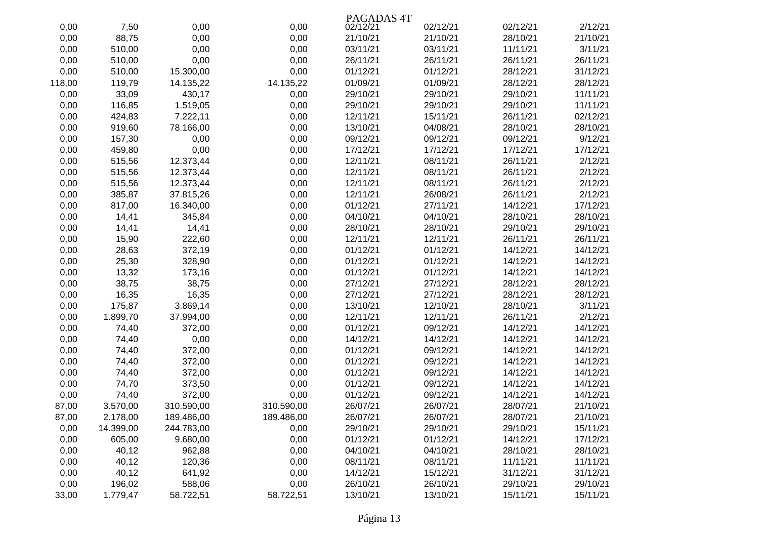PAGADAS 4T

| | | | | | | | |
|---|---|---|---|---|---|---|---|
| 0,00 | 7,50 | 0,00 | 0,00 | 02/12/21 | 02/12/21 | 02/12/21 | 2/12/21 |
| 0,00 | 88,75 | 0,00 | 0,00 | 21/10/21 | 21/10/21 | 28/10/21 | 21/10/21 |
| 0,00 | 510,00 | 0,00 | 0,00 | 03/11/21 | 03/11/21 | 11/11/21 | 3/11/21 |
| 0,00 | 510,00 | 0,00 | 0,00 | 26/11/21 | 26/11/21 | 26/11/21 | 26/11/21 |
| 0,00 | 510,00 | 15.300,00 | 0,00 | 01/12/21 | 01/12/21 | 28/12/21 | 31/12/21 |
| 118,00 | 119,79 | 14.135,22 | 14.135,22 | 01/09/21 | 01/09/21 | 28/12/21 | 28/12/21 |
| 0,00 | 33,09 | 430,17 | 0,00 | 29/10/21 | 29/10/21 | 29/10/21 | 11/11/21 |
| 0,00 | 116,85 | 1.519,05 | 0,00 | 29/10/21 | 29/10/21 | 29/10/21 | 11/11/21 |
| 0,00 | 424,83 | 7.222,11 | 0,00 | 12/11/21 | 15/11/21 | 26/11/21 | 02/12/21 |
| 0,00 | 919,60 | 78.166,00 | 0,00 | 13/10/21 | 04/08/21 | 28/10/21 | 28/10/21 |
| 0,00 | 157,30 | 0,00 | 0,00 | 09/12/21 | 09/12/21 | 09/12/21 | 9/12/21 |
| 0,00 | 459,80 | 0,00 | 0,00 | 17/12/21 | 17/12/21 | 17/12/21 | 17/12/21 |
| 0,00 | 515,56 | 12.373,44 | 0,00 | 12/11/21 | 08/11/21 | 26/11/21 | 2/12/21 |
| 0,00 | 515,56 | 12.373,44 | 0,00 | 12/11/21 | 08/11/21 | 26/11/21 | 2/12/21 |
| 0,00 | 515,56 | 12.373,44 | 0,00 | 12/11/21 | 08/11/21 | 26/11/21 | 2/12/21 |
| 0,00 | 385,87 | 37.815,26 | 0,00 | 12/11/21 | 26/08/21 | 26/11/21 | 2/12/21 |
| 0,00 | 817,00 | 16.340,00 | 0,00 | 01/12/21 | 27/11/21 | 14/12/21 | 17/12/21 |
| 0,00 | 14,41 | 345,84 | 0,00 | 04/10/21 | 04/10/21 | 28/10/21 | 28/10/21 |
| 0,00 | 14,41 | 14,41 | 0,00 | 28/10/21 | 28/10/21 | 29/10/21 | 29/10/21 |
| 0,00 | 15,90 | 222,60 | 0,00 | 12/11/21 | 12/11/21 | 26/11/21 | 26/11/21 |
| 0,00 | 28,63 | 372,19 | 0,00 | 01/12/21 | 01/12/21 | 14/12/21 | 14/12/21 |
| 0,00 | 25,30 | 328,90 | 0,00 | 01/12/21 | 01/12/21 | 14/12/21 | 14/12/21 |
| 0,00 | 13,32 | 173,16 | 0,00 | 01/12/21 | 01/12/21 | 14/12/21 | 14/12/21 |
| 0,00 | 38,75 | 38,75 | 0,00 | 27/12/21 | 27/12/21 | 28/12/21 | 28/12/21 |
| 0,00 | 16,35 | 16,35 | 0,00 | 27/12/21 | 27/12/21 | 28/12/21 | 28/12/21 |
| 0,00 | 175,87 | 3.869,14 | 0,00 | 13/10/21 | 12/10/21 | 28/10/21 | 3/11/21 |
| 0,00 | 1.899,70 | 37.994,00 | 0,00 | 12/11/21 | 12/11/21 | 26/11/21 | 2/12/21 |
| 0,00 | 74,40 | 372,00 | 0,00 | 01/12/21 | 09/12/21 | 14/12/21 | 14/12/21 |
| 0,00 | 74,40 | 0,00 | 0,00 | 14/12/21 | 14/12/21 | 14/12/21 | 14/12/21 |
| 0,00 | 74,40 | 372,00 | 0,00 | 01/12/21 | 09/12/21 | 14/12/21 | 14/12/21 |
| 0,00 | 74,40 | 372,00 | 0,00 | 01/12/21 | 09/12/21 | 14/12/21 | 14/12/21 |
| 0,00 | 74,40 | 372,00 | 0,00 | 01/12/21 | 09/12/21 | 14/12/21 | 14/12/21 |
| 0,00 | 74,70 | 373,50 | 0,00 | 01/12/21 | 09/12/21 | 14/12/21 | 14/12/21 |
| 0,00 | 74,40 | 372,00 | 0,00 | 01/12/21 | 09/12/21 | 14/12/21 | 14/12/21 |
| 87,00 | 3.570,00 | 310.590,00 | 310.590,00 | 26/07/21 | 26/07/21 | 28/07/21 | 21/10/21 |
| 87,00 | 2.178,00 | 189.486,00 | 189.486,00 | 26/07/21 | 26/07/21 | 28/07/21 | 21/10/21 |
| 0,00 | 14.399,00 | 244.783,00 | 0,00 | 29/10/21 | 29/10/21 | 29/10/21 | 15/11/21 |
| 0,00 | 605,00 | 9.680,00 | 0,00 | 01/12/21 | 01/12/21 | 14/12/21 | 17/12/21 |
| 0,00 | 40,12 | 962,88 | 0,00 | 04/10/21 | 04/10/21 | 28/10/21 | 28/10/21 |
| 0,00 | 40,12 | 120,36 | 0,00 | 08/11/21 | 08/11/21 | 11/11/21 | 11/11/21 |
| 0,00 | 40,12 | 641,92 | 0,00 | 14/12/21 | 15/12/21 | 31/12/21 | 31/12/21 |
| 0,00 | 196,02 | 588,06 | 0,00 | 26/10/21 | 26/10/21 | 29/10/21 | 29/10/21 |
| 33,00 | 1.779,47 | 58.722,51 | 58.722,51 | 13/10/21 | 13/10/21 | 15/11/21 | 15/11/21 |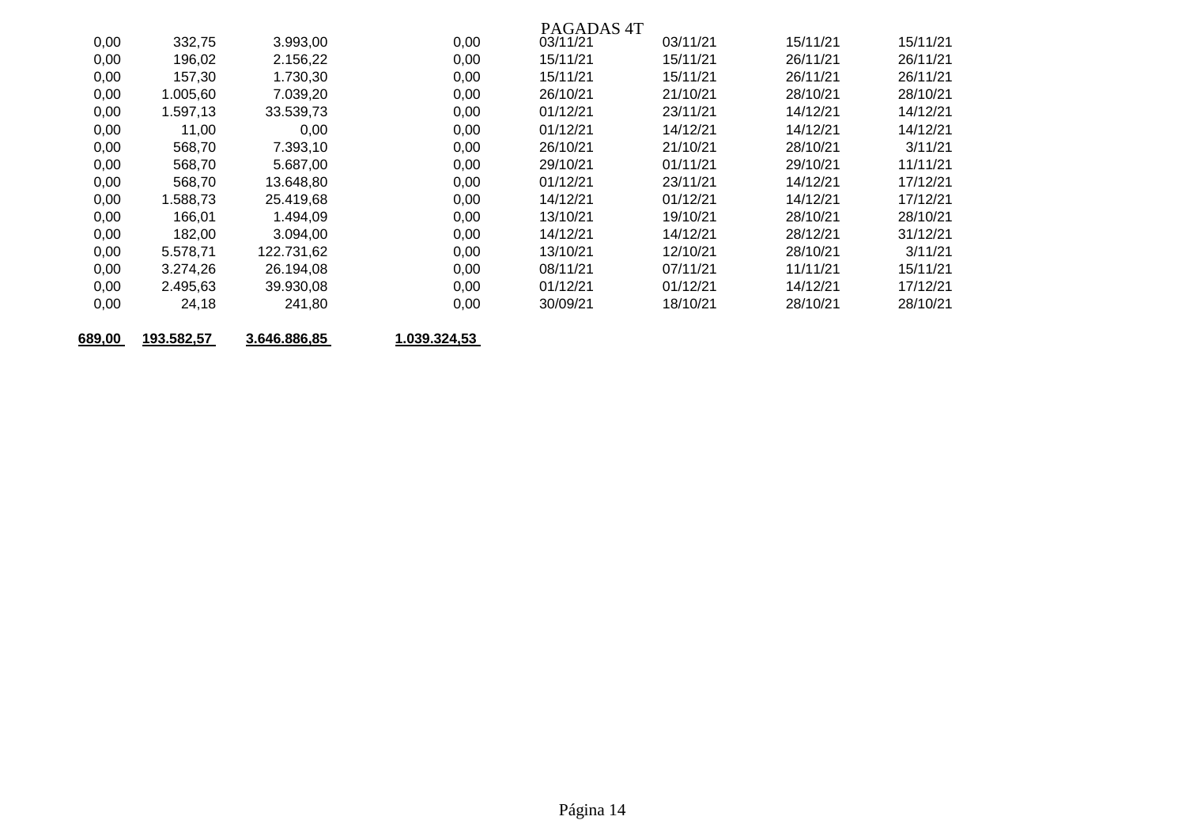PAGADAS 4T

| | | | | | | | |
|---|---|---|---|---|---|---|---|
| 0,00 | 332,75 | 3.993,00 | 0,00 | 03/11/21 | 03/11/21 | 15/11/21 | 15/11/21 |
| 0,00 | 196,02 | 2.156,22 | 0,00 | 15/11/21 | 15/11/21 | 26/11/21 | 26/11/21 |
| 0,00 | 157,30 | 1.730,30 | 0,00 | 15/11/21 | 15/11/21 | 26/11/21 | 26/11/21 |
| 0,00 | 1.005,60 | 7.039,20 | 0,00 | 26/10/21 | 21/10/21 | 28/10/21 | 28/10/21 |
| 0,00 | 1.597,13 | 33.539,73 | 0,00 | 01/12/21 | 23/11/21 | 14/12/21 | 14/12/21 |
| 0,00 | 11,00 | 0,00 | 0,00 | 01/12/21 | 14/12/21 | 14/12/21 | 14/12/21 |
| 0,00 | 568,70 | 7.393,10 | 0,00 | 26/10/21 | 21/10/21 | 28/10/21 | 3/11/21 |
| 0,00 | 568,70 | 5.687,00 | 0,00 | 29/10/21 | 01/11/21 | 29/10/21 | 11/11/21 |
| 0,00 | 568,70 | 13.648,80 | 0,00 | 01/12/21 | 23/11/21 | 14/12/21 | 17/12/21 |
| 0,00 | 1.588,73 | 25.419,68 | 0,00 | 14/12/21 | 01/12/21 | 14/12/21 | 17/12/21 |
| 0,00 | 166,01 | 1.494,09 | 0,00 | 13/10/21 | 19/10/21 | 28/10/21 | 28/10/21 |
| 0,00 | 182,00 | 3.094,00 | 0,00 | 14/12/21 | 14/12/21 | 28/12/21 | 31/12/21 |
| 0,00 | 5.578,71 | 122.731,62 | 0,00 | 13/10/21 | 12/10/21 | 28/10/21 | 3/11/21 |
| 0,00 | 3.274,26 | 26.194,08 | 0,00 | 08/11/21 | 07/11/21 | 11/11/21 | 15/11/21 |
| 0,00 | 2.495,63 | 39.930,08 | 0,00 | 01/12/21 | 01/12/21 | 14/12/21 | 17/12/21 |
| 0,00 | 24,18 | 241,80 | 0,00 | 30/09/21 | 18/10/21 | 28/10/21 | 28/10/21 |
| **689,00** | **193.582,57** | **3.646.886,85** | **1.039.324,53** | | | | |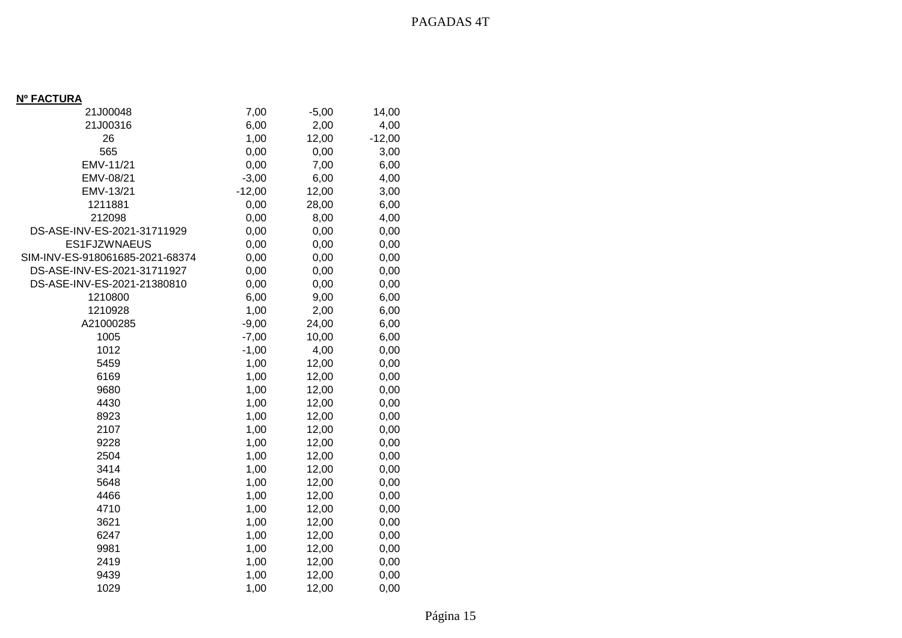PAGADAS 4T

| Nº FACTURA | | | |
|---|---|---|---|
| 21J00048 | 7,00 | -5,00 | 14,00 |
| 21J00316 | 6,00 | 2,00 | 4,00 |
| 26 | 1,00 | 12,00 | -12,00 |
| 565 | 0,00 | 0,00 | 3,00 |
| EMV-11/21 | 0,00 | 7,00 | 6,00 |
| EMV-08/21 | -3,00 | 6,00 | 4,00 |
| EMV-13/21 | -12,00 | 12,00 | 3,00 |
| 1211881 | 0,00 | 28,00 | 6,00 |
| 212098 | 0,00 | 8,00 | 4,00 |
| DS-ASE-INV-ES-2021-31711929 | 0,00 | 0,00 | 0,00 |
| ES1FJZWNAEUS | 0,00 | 0,00 | 0,00 |
| SIM-INV-ES-918061685-2021-68374 | 0,00 | 0,00 | 0,00 |
| DS-ASE-INV-ES-2021-31711927 | 0,00 | 0,00 | 0,00 |
| DS-ASE-INV-ES-2021-21380810 | 0,00 | 0,00 | 0,00 |
| 1210800 | 6,00 | 9,00 | 6,00 |
| 1210928 | 1,00 | 2,00 | 6,00 |
| A21000285 | -9,00 | 24,00 | 6,00 |
| 1005 | -7,00 | 10,00 | 6,00 |
| 1012 | -1,00 | 4,00 | 0,00 |
| 5459 | 1,00 | 12,00 | 0,00 |
| 6169 | 1,00 | 12,00 | 0,00 |
| 9680 | 1,00 | 12,00 | 0,00 |
| 4430 | 1,00 | 12,00 | 0,00 |
| 8923 | 1,00 | 12,00 | 0,00 |
| 2107 | 1,00 | 12,00 | 0,00 |
| 9228 | 1,00 | 12,00 | 0,00 |
| 2504 | 1,00 | 12,00 | 0,00 |
| 3414 | 1,00 | 12,00 | 0,00 |
| 5648 | 1,00 | 12,00 | 0,00 |
| 4466 | 1,00 | 12,00 | 0,00 |
| 4710 | 1,00 | 12,00 | 0,00 |
| 3621 | 1,00 | 12,00 | 0,00 |
| 6247 | 1,00 | 12,00 | 0,00 |
| 9981 | 1,00 | 12,00 | 0,00 |
| 2419 | 1,00 | 12,00 | 0,00 |
| 9439 | 1,00 | 12,00 | 0,00 |
| 1029 | 1,00 | 12,00 | 0,00 |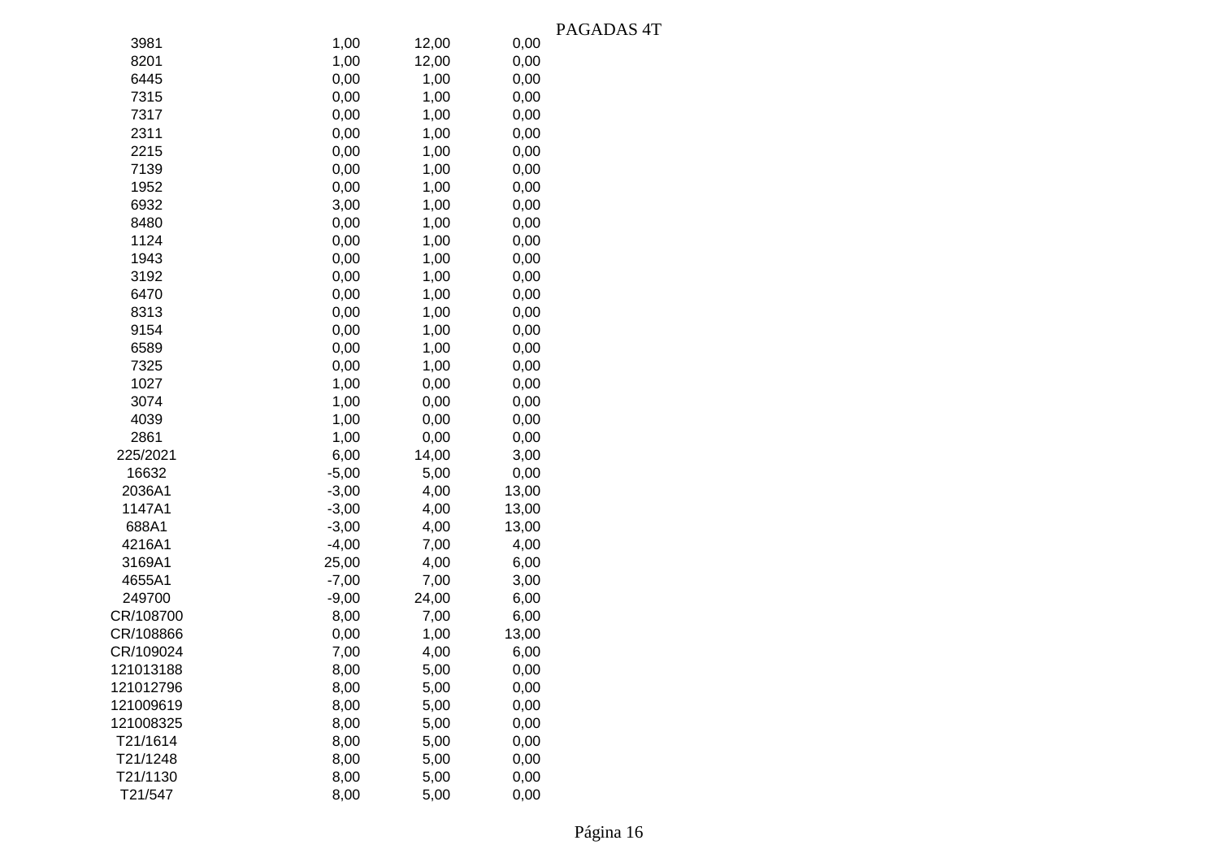PAGADAS 4T

| | | | |
|---|---|---|---|
| 3981 | 1,00 | 12,00 | 0,00 |
| 8201 | 1,00 | 12,00 | 0,00 |
| 6445 | 0,00 | 1,00 | 0,00 |
| 7315 | 0,00 | 1,00 | 0,00 |
| 7317 | 0,00 | 1,00 | 0,00 |
| 2311 | 0,00 | 1,00 | 0,00 |
| 2215 | 0,00 | 1,00 | 0,00 |
| 7139 | 0,00 | 1,00 | 0,00 |
| 1952 | 0,00 | 1,00 | 0,00 |
| 6932 | 3,00 | 1,00 | 0,00 |
| 8480 | 0,00 | 1,00 | 0,00 |
| 1124 | 0,00 | 1,00 | 0,00 |
| 1943 | 0,00 | 1,00 | 0,00 |
| 3192 | 0,00 | 1,00 | 0,00 |
| 6470 | 0,00 | 1,00 | 0,00 |
| 8313 | 0,00 | 1,00 | 0,00 |
| 9154 | 0,00 | 1,00 | 0,00 |
| 6589 | 0,00 | 1,00 | 0,00 |
| 7325 | 0,00 | 1,00 | 0,00 |
| 1027 | 1,00 | 0,00 | 0,00 |
| 3074 | 1,00 | 0,00 | 0,00 |
| 4039 | 1,00 | 0,00 | 0,00 |
| 2861 | 1,00 | 0,00 | 0,00 |
| 225/2021 | 6,00 | 14,00 | 3,00 |
| 16632 | -5,00 | 5,00 | 0,00 |
| 2036A1 | -3,00 | 4,00 | 13,00 |
| 1147A1 | -3,00 | 4,00 | 13,00 |
| 688A1 | -3,00 | 4,00 | 13,00 |
| 4216A1 | -4,00 | 7,00 | 4,00 |
| 3169A1 | 25,00 | 4,00 | 6,00 |
| 4655A1 | -7,00 | 7,00 | 3,00 |
| 249700 | -9,00 | 24,00 | 6,00 |
| CR/108700 | 8,00 | 7,00 | 6,00 |
| CR/108866 | 0,00 | 1,00 | 13,00 |
| CR/109024 | 7,00 | 4,00 | 6,00 |
| 121013188 | 8,00 | 5,00 | 0,00 |
| 121012796 | 8,00 | 5,00 | 0,00 |
| 121009619 | 8,00 | 5,00 | 0,00 |
| 121008325 | 8,00 | 5,00 | 0,00 |
| T21/1614 | 8,00 | 5,00 | 0,00 |
| T21/1248 | 8,00 | 5,00 | 0,00 |
| T21/1130 | 8,00 | 5,00 | 0,00 |
| T21/547 | 8,00 | 5,00 | 0,00 |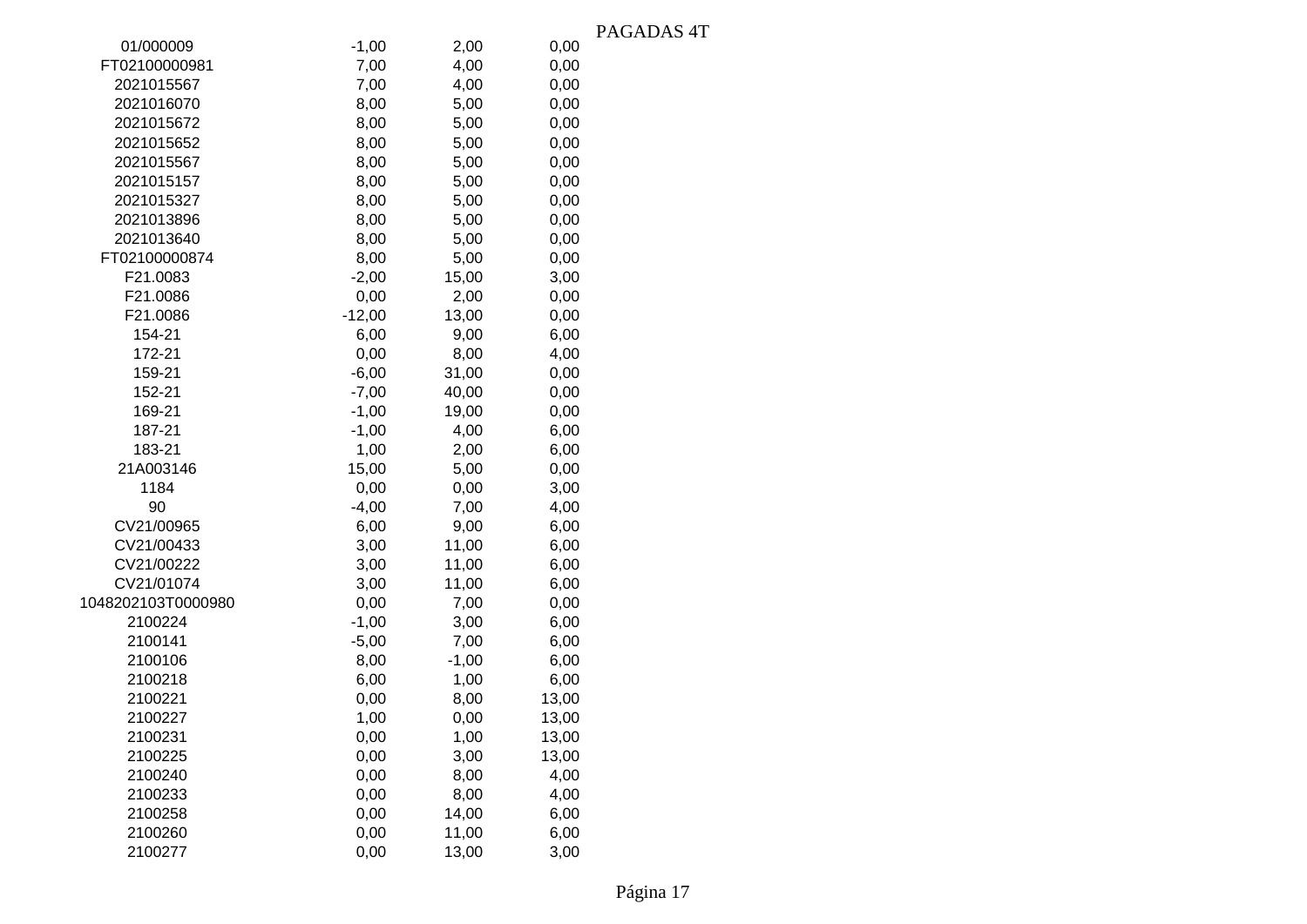PAGADAS 4T

| | | | |
|---|---|---|---|
| 01/000009 | -1,00 | 2,00 | 0,00 |
| FT02100000981 | 7,00 | 4,00 | 0,00 |
| 2021015567 | 7,00 | 4,00 | 0,00 |
| 2021016070 | 8,00 | 5,00 | 0,00 |
| 2021015672 | 8,00 | 5,00 | 0,00 |
| 2021015652 | 8,00 | 5,00 | 0,00 |
| 2021015567 | 8,00 | 5,00 | 0,00 |
| 2021015157 | 8,00 | 5,00 | 0,00 |
| 2021015327 | 8,00 | 5,00 | 0,00 |
| 2021013896 | 8,00 | 5,00 | 0,00 |
| 2021013640 | 8,00 | 5,00 | 0,00 |
| FT02100000874 | 8,00 | 5,00 | 0,00 |
| F21.0083 | -2,00 | 15,00 | 3,00 |
| F21.0086 | 0,00 | 2,00 | 0,00 |
| F21.0086 | -12,00 | 13,00 | 0,00 |
| 154-21 | 6,00 | 9,00 | 6,00 |
| 172-21 | 0,00 | 8,00 | 4,00 |
| 159-21 | -6,00 | 31,00 | 0,00 |
| 152-21 | -7,00 | 40,00 | 0,00 |
| 169-21 | -1,00 | 19,00 | 0,00 |
| 187-21 | -1,00 | 4,00 | 6,00 |
| 183-21 | 1,00 | 2,00 | 6,00 |
| 21A003146 | 15,00 | 5,00 | 0,00 |
| 1184 | 0,00 | 0,00 | 3,00 |
| 90 | -4,00 | 7,00 | 4,00 |
| CV21/00965 | 6,00 | 9,00 | 6,00 |
| CV21/00433 | 3,00 | 11,00 | 6,00 |
| CV21/00222 | 3,00 | 11,00 | 6,00 |
| CV21/01074 | 3,00 | 11,00 | 6,00 |
| 1048202103T0000980 | 0,00 | 7,00 | 0,00 |
| 2100224 | -1,00 | 3,00 | 6,00 |
| 2100141 | -5,00 | 7,00 | 6,00 |
| 2100106 | 8,00 | -1,00 | 6,00 |
| 2100218 | 6,00 | 1,00 | 6,00 |
| 2100221 | 0,00 | 8,00 | 13,00 |
| 2100227 | 1,00 | 0,00 | 13,00 |
| 2100231 | 0,00 | 1,00 | 13,00 |
| 2100225 | 0,00 | 3,00 | 13,00 |
| 2100240 | 0,00 | 8,00 | 4,00 |
| 2100233 | 0,00 | 8,00 | 4,00 |
| 2100258 | 0,00 | 14,00 | 6,00 |
| 2100260 | 0,00 | 11,00 | 6,00 |
| 2100277 | 0,00 | 13,00 | 3,00 |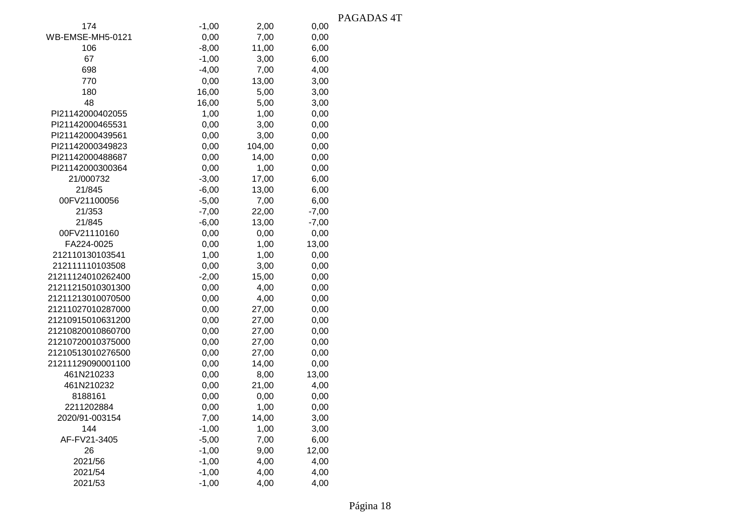PAGADAS 4T

| | | | |
|---|---|---|---|
| 174 | -1,00 | 2,00 | 0,00 |
| WB-EMSE-MH5-0121 | 0,00 | 7,00 | 0,00 |
| 106 | -8,00 | 11,00 | 6,00 |
| 67 | -1,00 | 3,00 | 6,00 |
| 698 | -4,00 | 7,00 | 4,00 |
| 770 | 0,00 | 13,00 | 3,00 |
| 180 | 16,00 | 5,00 | 3,00 |
| 48 | 16,00 | 5,00 | 3,00 |
| PI21142000402055 | 1,00 | 1,00 | 0,00 |
| PI21142000465531 | 0,00 | 3,00 | 0,00 |
| PI21142000439561 | 0,00 | 3,00 | 0,00 |
| PI21142000349823 | 0,00 | 104,00 | 0,00 |
| PI21142000488687 | 0,00 | 14,00 | 0,00 |
| PI21142000300364 | 0,00 | 1,00 | 0,00 |
| 21/000732 | -3,00 | 17,00 | 6,00 |
| 21/845 | -6,00 | 13,00 | 6,00 |
| 00FV21100056 | -5,00 | 7,00 | 6,00 |
| 21/353 | -7,00 | 22,00 | -7,00 |
| 21/845 | -6,00 | 13,00 | -7,00 |
| 00FV21110160 | 0,00 | 0,00 | 0,00 |
| FA224-0025 | 0,00 | 1,00 | 13,00 |
| 212110130103541 | 1,00 | 1,00 | 0,00 |
| 212111110103508 | 0,00 | 3,00 | 0,00 |
| 21211124010262400 | -2,00 | 15,00 | 0,00 |
| 21211215010301300 | 0,00 | 4,00 | 0,00 |
| 21211213010070500 | 0,00 | 4,00 | 0,00 |
| 21211027010287000 | 0,00 | 27,00 | 0,00 |
| 21210915010631200 | 0,00 | 27,00 | 0,00 |
| 21210820010860700 | 0,00 | 27,00 | 0,00 |
| 21210720010375000 | 0,00 | 27,00 | 0,00 |
| 21210513010276500 | 0,00 | 27,00 | 0,00 |
| 21211129090001100 | 0,00 | 14,00 | 0,00 |
| 461N210233 | 0,00 | 8,00 | 13,00 |
| 461N210232 | 0,00 | 21,00 | 4,00 |
| 8188161 | 0,00 | 0,00 | 0,00 |
| 2211202884 | 0,00 | 1,00 | 0,00 |
| 2020/91-003154 | 7,00 | 14,00 | 3,00 |
| 144 | -1,00 | 1,00 | 3,00 |
| AF-FV21-3405 | -5,00 | 7,00 | 6,00 |
| 26 | -1,00 | 9,00 | 12,00 |
| 2021/56 | -1,00 | 4,00 | 4,00 |
| 2021/54 | -1,00 | 4,00 | 4,00 |
| 2021/53 | -1,00 | 4,00 | 4,00 |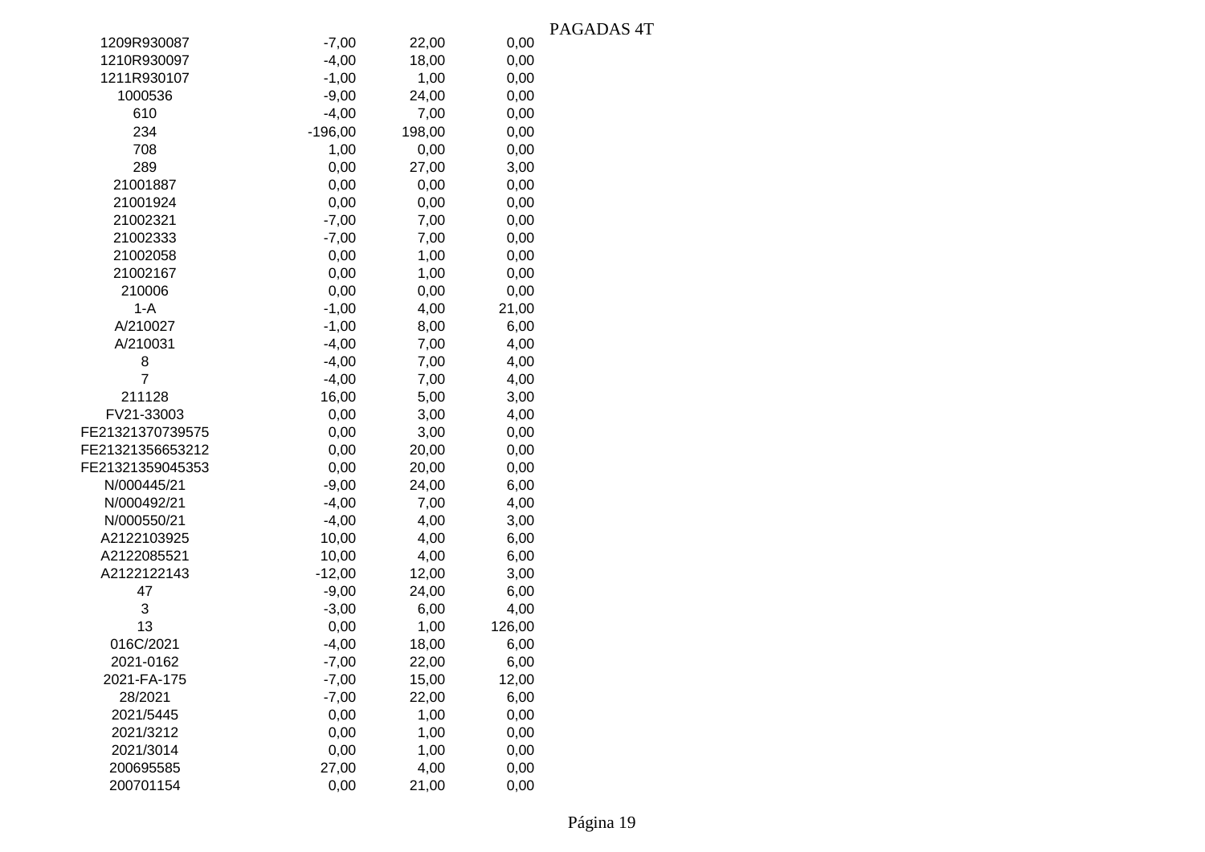PAGADAS 4T

| | | | |
|---|---|---|---|
| 1209R930087 | -7,00 | 22,00 | 0,00 |
| 1210R930097 | -4,00 | 18,00 | 0,00 |
| 1211R930107 | -1,00 | 1,00 | 0,00 |
| 1000536 | -9,00 | 24,00 | 0,00 |
| 610 | -4,00 | 7,00 | 0,00 |
| 234 | -196,00 | 198,00 | 0,00 |
| 708 | 1,00 | 0,00 | 0,00 |
| 289 | 0,00 | 27,00 | 3,00 |
| 21001887 | 0,00 | 0,00 | 0,00 |
| 21001924 | 0,00 | 0,00 | 0,00 |
| 21002321 | -7,00 | 7,00 | 0,00 |
| 21002333 | -7,00 | 7,00 | 0,00 |
| 21002058 | 0,00 | 1,00 | 0,00 |
| 21002167 | 0,00 | 1,00 | 0,00 |
| 210006 | 0,00 | 0,00 | 0,00 |
| 1-A | -1,00 | 4,00 | 21,00 |
| A/210027 | -1,00 | 8,00 | 6,00 |
| A/210031 | -4,00 | 7,00 | 4,00 |
| 8 | -4,00 | 7,00 | 4,00 |
| 7 | -4,00 | 7,00 | 4,00 |
| 211128 | 16,00 | 5,00 | 3,00 |
| FV21-33003 | 0,00 | 3,00 | 4,00 |
| FE21321370739575 | 0,00 | 3,00 | 0,00 |
| FE21321356653212 | 0,00 | 20,00 | 0,00 |
| FE21321359045353 | 0,00 | 20,00 | 0,00 |
| N/000445/21 | -9,00 | 24,00 | 6,00 |
| N/000492/21 | -4,00 | 7,00 | 4,00 |
| N/000550/21 | -4,00 | 4,00 | 3,00 |
| A2122103925 | 10,00 | 4,00 | 6,00 |
| A2122085521 | 10,00 | 4,00 | 6,00 |
| A2122122143 | -12,00 | 12,00 | 3,00 |
| 47 | -9,00 | 24,00 | 6,00 |
| 3 | -3,00 | 6,00 | 4,00 |
| 13 | 0,00 | 1,00 | 126,00 |
| 016C/2021 | -4,00 | 18,00 | 6,00 |
| 2021-0162 | -7,00 | 22,00 | 6,00 |
| 2021-FA-175 | -7,00 | 15,00 | 12,00 |
| 28/2021 | -7,00 | 22,00 | 6,00 |
| 2021/5445 | 0,00 | 1,00 | 0,00 |
| 2021/3212 | 0,00 | 1,00 | 0,00 |
| 2021/3014 | 0,00 | 1,00 | 0,00 |
| 200695585 | 27,00 | 4,00 | 0,00 |
| 200701154 | 0,00 | 21,00 | 0,00 |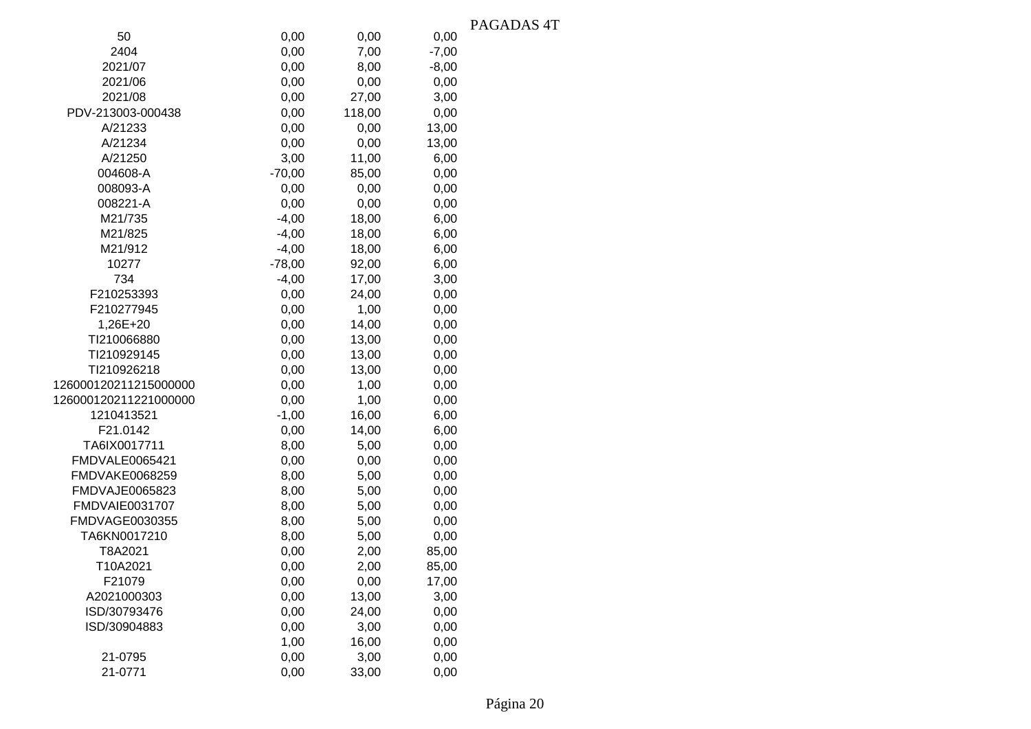PAGADAS 4T

| | | | |
|---|---|---|---|
| 50 | 0,00 | 0,00 | 0,00 |
| 2404 | 0,00 | 7,00 | -7,00 |
| 2021/07 | 0,00 | 8,00 | -8,00 |
| 2021/06 | 0,00 | 0,00 | 0,00 |
| 2021/08 | 0,00 | 27,00 | 3,00 |
| PDV-213003-000438 | 0,00 | 118,00 | 0,00 |
| A/21233 | 0,00 | 0,00 | 13,00 |
| A/21234 | 0,00 | 0,00 | 13,00 |
| A/21250 | 3,00 | 11,00 | 6,00 |
| 004608-A | -70,00 | 85,00 | 0,00 |
| 008093-A | 0,00 | 0,00 | 0,00 |
| 008221-A | 0,00 | 0,00 | 0,00 |
| M21/735 | -4,00 | 18,00 | 6,00 |
| M21/825 | -4,00 | 18,00 | 6,00 |
| M21/912 | -4,00 | 18,00 | 6,00 |
| 10277 | -78,00 | 92,00 | 6,00 |
| 734 | -4,00 | 17,00 | 3,00 |
| F210253393 | 0,00 | 24,00 | 0,00 |
| F210277945 | 0,00 | 1,00 | 0,00 |
| 1,26E+20 | 0,00 | 14,00 | 0,00 |
| TI210066880 | 0,00 | 13,00 | 0,00 |
| TI210929145 | 0,00 | 13,00 | 0,00 |
| TI210926218 | 0,00 | 13,00 | 0,00 |
| 126000120211215000000 | 0,00 | 1,00 | 0,00 |
| 126000120211221000000 | 0,00 | 1,00 | 0,00 |
| 1210413521 | -1,00 | 16,00 | 6,00 |
| F21.0142 | 0,00 | 14,00 | 6,00 |
| TA6IX0017711 | 8,00 | 5,00 | 0,00 |
| FMDVALE0065421 | 0,00 | 0,00 | 0,00 |
| FMDVAKE0068259 | 8,00 | 5,00 | 0,00 |
| FMDVAJE0065823 | 8,00 | 5,00 | 0,00 |
| FMDVAIE0031707 | 8,00 | 5,00 | 0,00 |
| FMDVAGE0030355 | 8,00 | 5,00 | 0,00 |
| TA6KN0017210 | 8,00 | 5,00 | 0,00 |
| T8A2021 | 0,00 | 2,00 | 85,00 |
| T10A2021 | 0,00 | 2,00 | 85,00 |
| F21079 | 0,00 | 0,00 | 17,00 |
| A2021000303 | 0,00 | 13,00 | 3,00 |
| ISD/30793476 | 0,00 | 24,00 | 0,00 |
| ISD/30904883 | 0,00 | 3,00 | 0,00 |
| | 1,00 | 16,00 | 0,00 |
| 21-0795 | 0,00 | 3,00 | 0,00 |
| 21-0771 | 0,00 | 33,00 | 0,00 |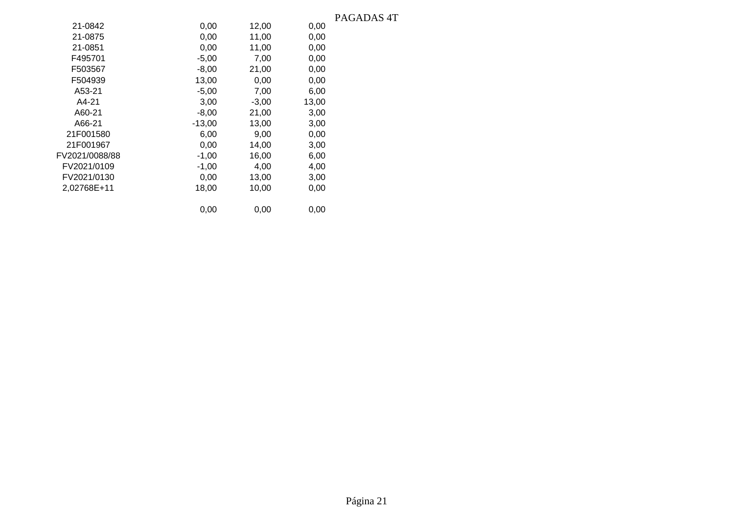PAGADAS 4T

| | | | |
|---|---|---|---|
| 21-0842 | 0,00 | 12,00 | 0,00 |
| 21-0875 | 0,00 | 11,00 | 0,00 |
| 21-0851 | 0,00 | 11,00 | 0,00 |
| F495701 | -5,00 | 7,00 | 0,00 |
| F503567 | -8,00 | 21,00 | 0,00 |
| F504939 | 13,00 | 0,00 | 0,00 |
| A53-21 | -5,00 | 7,00 | 6,00 |
| A4-21 | 3,00 | -3,00 | 13,00 |
| A60-21 | -8,00 | 21,00 | 3,00 |
| A66-21 | -13,00 | 13,00 | 3,00 |
| 21F001580 | 6,00 | 9,00 | 0,00 |
| 21F001967 | 0,00 | 14,00 | 3,00 |
| FV2021/0088/88 | -1,00 | 16,00 | 6,00 |
| FV2021/0109 | -1,00 | 4,00 | 4,00 |
| FV2021/0130 | 0,00 | 13,00 | 3,00 |
| 2,02768E+11 | 18,00 | 10,00 | 0,00 |
| | | | |
| | 0,00 | 0,00 | 0,00 |